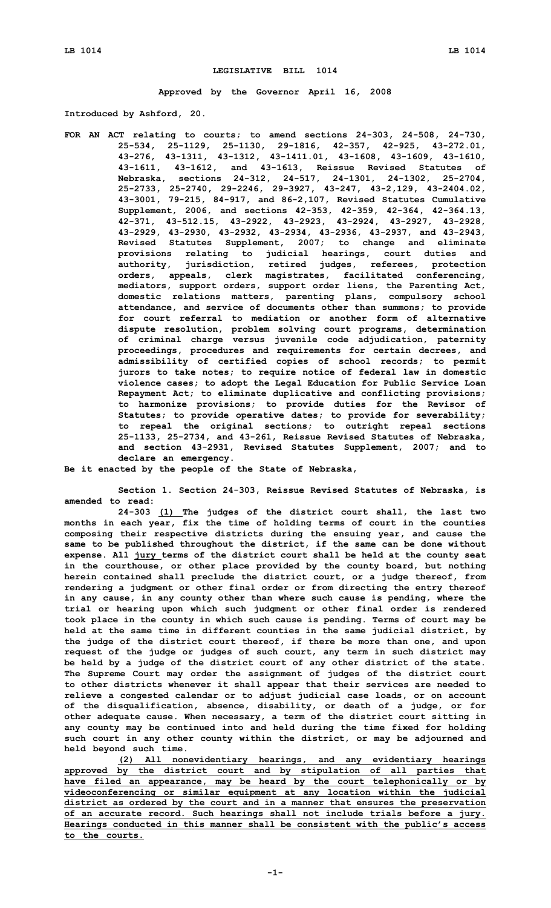# LEGISLATIVE BILL 1014

**Approved by the Governor April 16, 2008**

**Introduced by Ashford, 20.**

**FOR AN ACT relating to courts; to amend sections 24-303, 24-508, 24-730, 25-534, 25-1129, 25-1130, 29-1816, 42-357, 42-925, 43-272.01, 43-276, 43-1311, 43-1312, 43-1411.01, 43-1608, 43-1609, 43-1610, 43-1611, 43-1612, and 43-1613, Reissue Revised Statutes of Nebraska, sections 24-312, 24-517, 24-1301, 24-1302, 25-2704, 25-2733, 25-2740, 29-2246, 29-3927, 43-247, 43-2,129, 43-2404.02, 43-3001, 79-215, 84-917, and 86-2,107, Revised Statutes Cumulative Supplement, 2006, and sections 42-353, 42-359, 42-364, 42-364.13, 42-371, 43-512.15, 43-2922, 43-2923, 43-2924, 43-2927, 43-2928, 43-2929, 43-2930, 43-2932, 43-2934, 43-2936, 43-2937, and 43-2943, Revised Statutes Supplement, 2007; to change and eliminate provisions relating to judicial hearings, court duties and authority, jurisdiction, retired judges, referees, protection orders, appeals, clerk magistrates, facilitated conferencing, mediators, support orders, support order liens, the Parenting Act, domestic relations matters, parenting plans, compulsory school attendance, and service of documents other than summons; to provide for court referral to mediation or another form of alternative dispute resolution, problem solving court programs, determination of criminal charge versus juvenile code adjudication, paternity proceedings, procedures and requirements for certain decrees, and admissibility of certified copies of school records; to permit jurors to take notes; to require notice of federal law in domestic violence cases; to adopt the Legal Education for Public Service Loan Repayment Act; to eliminate duplicative and conflicting provisions; to harmonize provisions; to provide duties for the Revisor of Statutes; to provide operative dates; to provide for severability; to repeal the original sections; to outright repeal sections 25-1133, 25-2734, and 43-261, Reissue Revised Statutes of Nebraska, and section 43-2931, Revised Statutes Supplement, 2007; and to declare an emergency.**

**Be it enacted by the people of the State of Nebraska,**

**Section 1. Section 24-303, Reissue Revised Statutes of Nebraska, is amended to read:**

**24-303 <u>(1)</u> The judges of the district court shall, the last two months in each year, fix the time of holding terms of court in the counties composing their respective districts during the ensuing year, and cause the same to be published throughout the district, if the same can be done without expense. All <u>jury</u> terms of the district court shall be held at the county seat in the courthouse, or other place provided by the county board, but nothing herein contained shall preclude the district court, or a judge thereof, from rendering a judgment or other final order or from directing the entry thereof in any cause, in any county other than where such cause is pending, where the trial or hearing upon which such judgment or other final order is rendered took place in the county in which such cause is pending. Terms of court may be held at the same time in different counties in the same judicial district, by the judge of the district court thereof, if there be more than one, and upon request of the judge or judges of such court, any term in such district may be held by a judge of the district court of any other district of the state. The Supreme Court may order the assignment of judges of the district court to other districts whenever it shall appear that their services are needed to relieve a congested calendar or to adjust judicial case loads, or on account of the disqualification, absence, disability, or death of a judge, or for other adequate cause. When necessary, a term of the district court sitting in any county may be continued into and held during the time fixed for holding such court in any other county within the district, or may be adjourned and held beyond such time.**

**<u>(2) All nonevidentiary hearings, and any evidentiary hearings approved by the district court and by stipulation of all parties that have filed an appearance, may be heard by the court telephonically or by videoconferencing or similar equipment at any location within the judicial district as ordered by the court and in a manner that ensures the preservation of an accurate record. Such hearings shall not include trials before a jury. Hearings conducted in this manner shall be consistent with the public's access to the courts.</u>**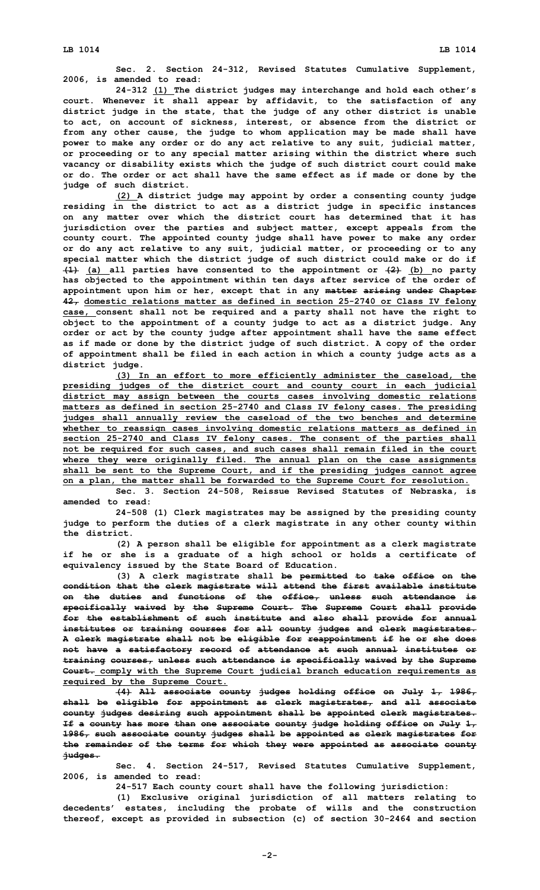Sec. 2. Section 24-312, Revised Statutes Cumulative Supplement, 2006, is amended to read:

24-312 (1) The district judges may interchange and hold each other's court. Whenever it shall appear by affidavit, to the satisfaction of any district judge in the state, that the judge of any other district is unable to act, on account of sickness, interest, or absence from the district or from any other cause, the judge to whom application may be made shall have power to make any order or do any act relative to any suit, judicial matter, or proceeding or to any special matter arising within the district where such vacancy or disability exists which the judge of such district court could make or do. The order or act shall have the same effect as if made or done by the judge of such district.

(2) A district judge may appoint by order a consenting county judge residing in the district to act as a district judge in specific instances on any matter over which the district court has determined that it has jurisdiction over the parties and subject matter, except appeals from the county court. The appointed county judge shall have power to make any order or do any act relative to any suit, judicial matter, or proceeding or to any special matter which the district judge of such district could make or do if ~~(1)~~ (a) all parties have consented to the appointment or ~~(2)~~ (b) no party has objected to the appointment within ten days after service of the order of appointment upon him or her, except that in any ~~matter arising under Chapter 42,~~ domestic relations matter as defined in section 25-2740 or Class IV felony case, consent shall not be required and a party shall not have the right to object to the appointment of a county judge to act as a district judge. Any order or act by the county judge after appointment shall have the same effect as if made or done by the district judge of such district. A copy of the order of appointment shall be filed in each action in which a county judge acts as a district judge.

(3) In an effort to more efficiently administer the caseload, the presiding judges of the district court and county court in each judicial district may assign between the courts cases involving domestic relations matters as defined in section 25-2740 and Class IV felony cases. The presiding judges shall annually review the caseload of the two benches and determine whether to reassign cases involving domestic relations matters as defined in section 25-2740 and Class IV felony cases. The consent of the parties shall not be required for such cases, and such cases shall remain filed in the court where they were originally filed. The annual plan on the case assignments shall be sent to the Supreme Court, and if the presiding judges cannot agree on a plan, the matter shall be forwarded to the Supreme Court for resolution.

Sec. 3. Section 24-508, Reissue Revised Statutes of Nebraska, is amended to read:

24-508 (1) Clerk magistrates may be assigned by the presiding county judge to perform the duties of a clerk magistrate in any other county within the district.

(2) A person shall be eligible for appointment as a clerk magistrate if he or she is a graduate of a high school or holds a certificate of equivalency issued by the State Board of Education.

(3) A clerk magistrate shall ~~be permitted to take office on the condition that the clerk magistrate will attend the first available institute on the duties and functions of the office, unless such attendance is specifically waived by the Supreme Court. The Supreme Court shall provide for the establishment of such institute and also shall provide for annual institutes or training courses for all county judges and clerk magistrates. A clerk magistrate shall not be eligible for reappointment if he or she does not have a satisfactory record of attendance at such annual institutes or training courses, unless such attendance is specifically waived by the Supreme Court.~~ comply with the Supreme Court judicial branch education requirements as required by the Supreme Court.

~~(4) All associate county judges holding office on July 1, 1986, shall be eligible for appointment as clerk magistrates, and all associate county judges desiring such appointment shall be appointed clerk magistrates. If a county has more than one associate county judge holding office on July 1, 1986, such associate county judges shall be appointed as clerk magistrates for the remainder of the terms for which they were appointed as associate county judges.~~

Sec. 4. Section 24-517, Revised Statutes Cumulative Supplement, 2006, is amended to read:

24-517 Each county court shall have the following jurisdiction:

(1) Exclusive original jurisdiction of all matters relating to decedents' estates, including the probate of wills and the construction thereof, except as provided in subsection (c) of section 30-2464 and section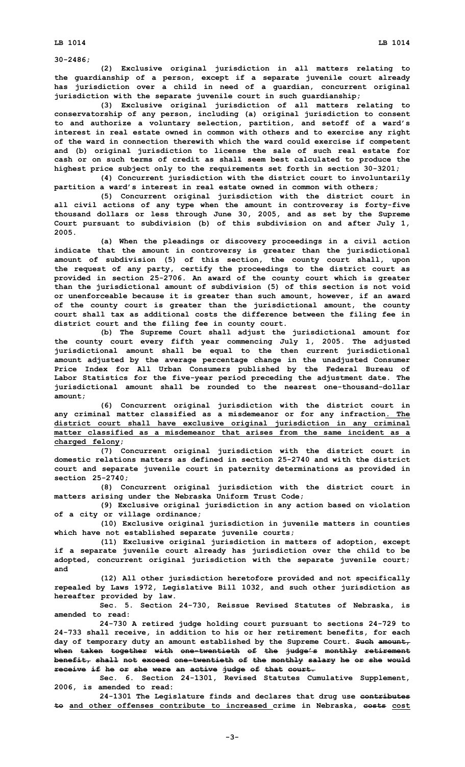**30-2486;**

**(2) Exclusive original jurisdiction in all matters relating to the guardianship of a person, except if a separate juvenile court already has jurisdiction over a child in need of a guardian, concurrent original jurisdiction with the separate juvenile court in such guardianship;**

**(3) Exclusive original jurisdiction of all matters relating to conservatorship of any person, including (a) original jurisdiction to consent to and authorize a voluntary selection, partition, and setoff of a ward's interest in real estate owned in common with others and to exercise any right of the ward in connection therewith which the ward could exercise if competent and (b) original jurisdiction to license the sale of such real estate for cash or on such terms of credit as shall seem best calculated to produce the highest price subject only to the requirements set forth in section 30-3201;**

**(4) Concurrent jurisdiction with the district court to involuntarily partition a ward's interest in real estate owned in common with others;**

**(5) Concurrent original jurisdiction with the district court in all civil actions of any type when the amount in controversy is forty-five thousand dollars or less through June 30, 2005, and as set by the Supreme Court pursuant to subdivision (b) of this subdivision on and after July 1, 2005.**

**(a) When the pleadings or discovery proceedings in a civil action indicate that the amount in controversy is greater than the jurisdictional amount of subdivision (5) of this section, the county court shall, upon the request of any party, certify the proceedings to the district court as provided in section 25-2706. An award of the county court which is greater than the jurisdictional amount of subdivision (5) of this section is not void or unenforceable because it is greater than such amount, however, if an award of the county court is greater than the jurisdictional amount, the county court shall tax as additional costs the difference between the filing fee in district court and the filing fee in county court.**

**(b) The Supreme Court shall adjust the jurisdictional amount for the county court every fifth year commencing July 1, 2005. The adjusted jurisdictional amount shall be equal to the then current jurisdictional amount adjusted by the average percentage change in the unadjusted Consumer Price Index for All Urban Consumers published by the Federal Bureau of Labor Statistics for the five-year period preceding the adjustment date. The jurisdictional amount shall be rounded to the nearest one-thousand-dollar amount;**

**(6) Concurrent original jurisdiction with the district court in any criminal matter classified as a misdemeanor or for any infraction<u>. The district court shall have exclusive original jurisdiction in any criminal matter classified as a misdemeanor that arises from the same incident as a charged felony</u>;**

**(7) Concurrent original jurisdiction with the district court in domestic relations matters as defined in section 25-2740 and with the district court and separate juvenile court in paternity determinations as provided in section 25-2740;**

**(8) Concurrent original jurisdiction with the district court in matters arising under the Nebraska Uniform Trust Code;**

**(9) Exclusive original jurisdiction in any action based on violation of a city or village ordinance;**

**(10) Exclusive original jurisdiction in juvenile matters in counties which have not established separate juvenile courts;**

**(11) Exclusive original jurisdiction in matters of adoption, except if a separate juvenile court already has jurisdiction over the child to be adopted, concurrent original jurisdiction with the separate juvenile court; and**

**(12) All other jurisdiction heretofore provided and not specifically repealed by Laws 1972, Legislative Bill 1032, and such other jurisdiction as hereafter provided by law.**

**Sec. 5. Section 24-730, Reissue Revised Statutes of Nebraska, is amended to read:**

**24-730 A retired judge holding court pursuant to sections 24-729 to 24-733 shall receive, in addition to his or her retirement benefits, for each day of temporary duty an amount established by the Supreme Court. ~~Such amount, when taken together with one-twentieth of the judge's monthly retirement benefit, shall not exceed one-twentieth of the monthly salary he or she would receive if he or she were an active judge of that court.~~**

**Sec. 6. Section 24-1301, Revised Statutes Cumulative Supplement, 2006, is amended to read:**

**24-1301 The Legislature finds and declares that drug use ~~contributes to~~ <u>and other offenses contribute to increased</u> crime in Nebraska, ~~costs~~ <u>cost</u>**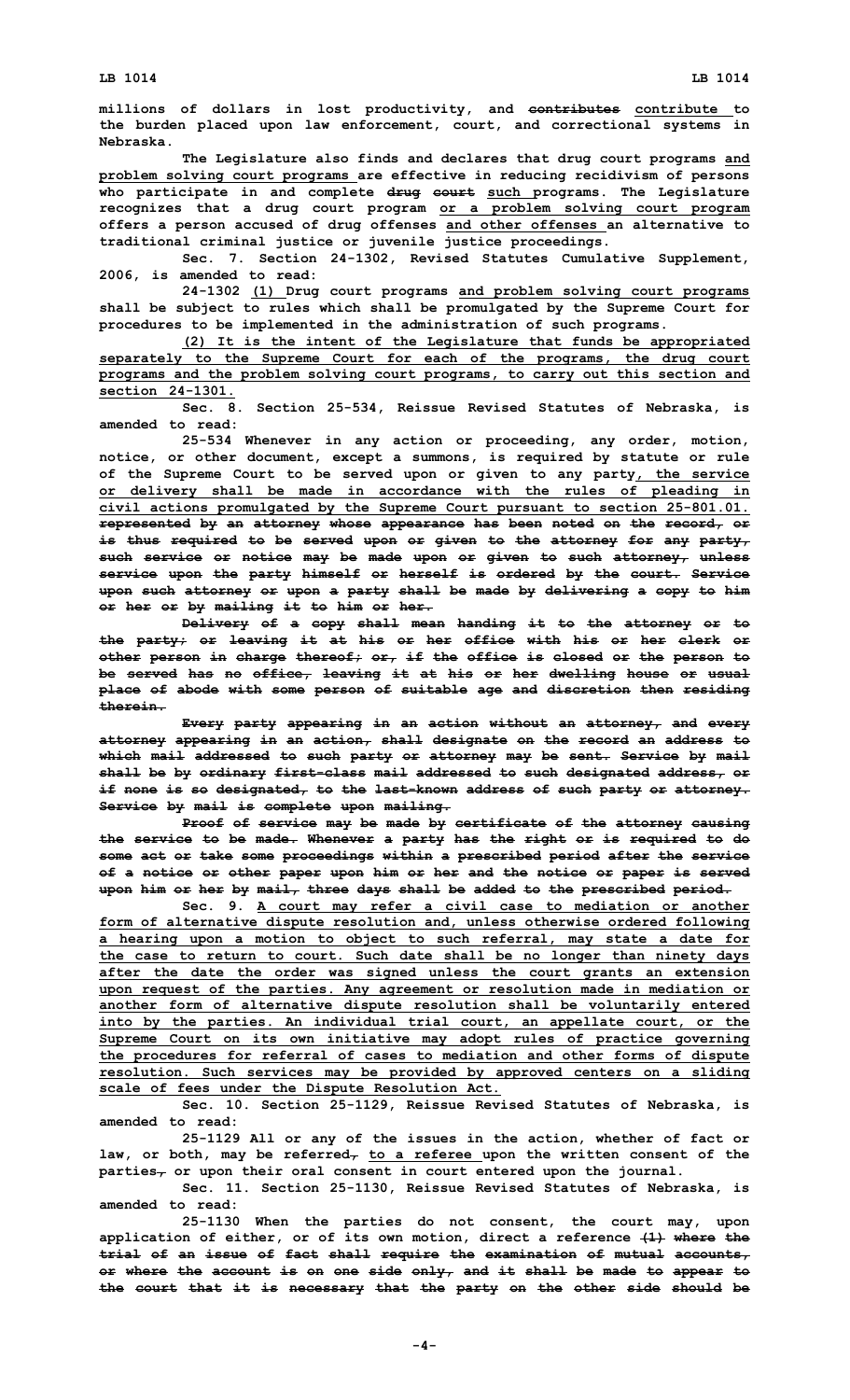millions of dollars in lost productivity, and ~~contributes~~ <u>contribute</u> to the burden placed upon law enforcement, court, and correctional systems in Nebraska.

The Legislature also finds and declares that drug court programs <u>and problem solving court programs</u> are effective in reducing recidivism of persons who participate in and complete ~~drug court~~ <u>such</u> programs. The Legislature recognizes that a drug court program <u>or a problem solving court program</u> offers a person accused of drug offenses <u>and other offenses</u> an alternative to traditional criminal justice or juvenile justice proceedings.

Sec. 7. Section 24-1302, Revised Statutes Cumulative Supplement, 2006, is amended to read:

24-1302 <u>(1)</u> Drug court programs <u>and problem solving court programs</u> shall be subject to rules which shall be promulgated by the Supreme Court for procedures to be implemented in the administration of such programs.

<u>(2) It is the intent of the Legislature that funds be appropriated separately to the Supreme Court for each of the programs, the drug court programs and the problem solving court programs, to carry out this section and section 24-1301.</u>

Sec. 8. Section 25-534, Reissue Revised Statutes of Nebraska, is amended to read:

25-534 Whenever in any action or proceeding, any order, motion, notice, or other document, except a summons, is required by statute or rule of the Supreme Court to be served upon or given to any party<u>, the service or delivery shall be made in accordance with the rules of pleading in civil actions promulgated by the Supreme Court pursuant to section 25-801.01.</u> ~~represented by an attorney whose appearance has been noted on the record, or is thus required to be served upon or given to the attorney for any party, such service or notice may be made upon or given to such attorney, unless service upon the party himself or herself is ordered by the court. Service upon such attorney or upon a party shall be made by delivering a copy to him or her or by mailing it to him or her.~~

~~Delivery of a copy shall mean handing it to the attorney or to the party; or leaving it at his or her office with his or her clerk or other person in charge thereof; or, if the office is closed or the person to be served has no office, leaving it at his or her dwelling house or usual place of abode with some person of suitable age and discretion then residing therein.~~

~~Every party appearing in an action without an attorney, and every attorney appearing in an action, shall designate on the record an address to which mail addressed to such party or attorney may be sent. Service by mail shall be by ordinary first-class mail addressed to such designated address, or if none is so designated, to the last-known address of such party or attorney. Service by mail is complete upon mailing.~~

~~Proof of service may be made by certificate of the attorney causing the service to be made. Whenever a party has the right or is required to do some act or take some proceedings within a prescribed period after the service of a notice or other paper upon him or her and the notice or paper is served upon him or her by mail, three days shall be added to the prescribed period.~~

Sec. 9. <u>A court may refer a civil case to mediation or another form of alternative dispute resolution and, unless otherwise ordered following a hearing upon a motion to object to such referral, may state a date for the case to return to court. Such date shall be no longer than ninety days after the date the order was signed unless the court grants an extension upon request of the parties. Any agreement or resolution made in mediation or another form of alternative dispute resolution shall be voluntarily entered into by the parties. An individual trial court, an appellate court, or the Supreme Court on its own initiative may adopt rules of practice governing the procedures for referral of cases to mediation and other forms of dispute resolution. Such services may be provided by approved centers on a sliding scale of fees under the Dispute Resolution Act.</u>

Sec. 10. Section 25-1129, Reissue Revised Statutes of Nebraska, is amended to read:

25-1129 All or any of the issues in the action, whether of fact or law, or both, may be referred~~,~~ <u>to a referee</u> upon the written consent of the parties~~,~~ or upon their oral consent in court entered upon the journal.

Sec. 11. Section 25-1130, Reissue Revised Statutes of Nebraska, is amended to read:

25-1130 When the parties do not consent, the court may, upon application of either, or of its own motion, direct a reference ~~(1) where the trial of an issue of fact shall require the examination of mutual accounts, or where the account is on one side only, and it shall be made to appear to the court that it is necessary that the party on the other side should be~~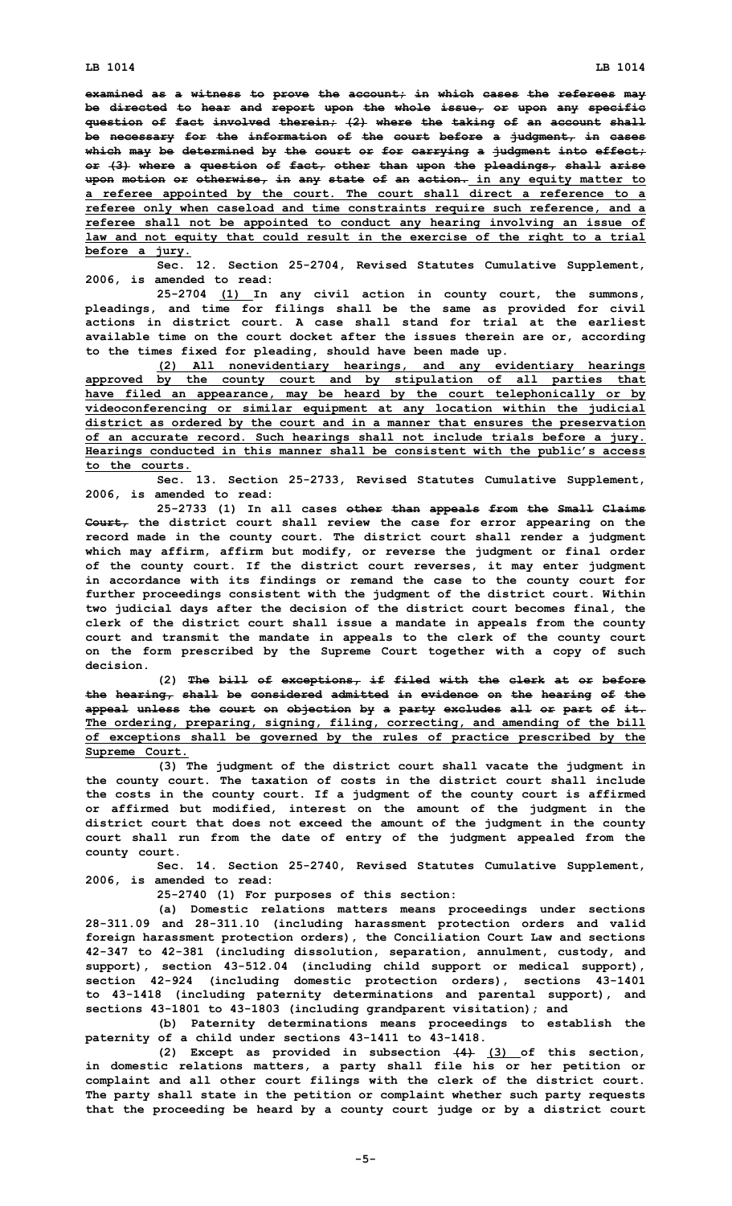~~examined as a witness to prove the account; in which cases the referees may be directed to hear and report upon the whole issue, or upon any specific question of fact involved therein; (2) where the taking of an account shall be necessary for the information of the court before a judgment, in cases which may be determined by the court or for carrying a judgment into effect; or (3) where a question of fact, other than upon the pleadings, shall arise upon motion or otherwise, in any state of an action.~~ in any equity matter to a referee appointed by the court. The court shall direct a reference to a referee only when caseload and time constraints require such reference, and a referee shall not be appointed to conduct any hearing involving an issue of law and not equity that could result in the exercise of the right to a trial before a jury.

Sec. 12. Section 25-2704, Revised Statutes Cumulative Supplement, 2006, is amended to read:

25-2704 (1) In any civil action in county court, the summons, pleadings, and time for filings shall be the same as provided for civil actions in district court. A case shall stand for trial at the earliest available time on the court docket after the issues therein are or, according to the times fixed for pleading, should have been made up.

(2) All nonevidentiary hearings, and any evidentiary hearings approved by the county court and by stipulation of all parties that have filed an appearance, may be heard by the court telephonically or by videoconferencing or similar equipment at any location within the judicial district as ordered by the court and in a manner that ensures the preservation of an accurate record. Such hearings shall not include trials before a jury. Hearings conducted in this manner shall be consistent with the public's access to the courts.

Sec. 13. Section 25-2733, Revised Statutes Cumulative Supplement, 2006, is amended to read:

25-2733 (1) In all cases ~~other than appeals from the Small Claims Court,~~ the district court shall review the case for error appearing on the record made in the county court. The district court shall render a judgment which may affirm, affirm but modify, or reverse the judgment or final order of the county court. If the district court reverses, it may enter judgment in accordance with its findings or remand the case to the county court for further proceedings consistent with the judgment of the district court. Within two judicial days after the decision of the district court becomes final, the clerk of the district court shall issue a mandate in appeals from the county court and transmit the mandate in appeals to the clerk of the county court on the form prescribed by the Supreme Court together with a copy of such decision.

(2) ~~The bill of exceptions, if filed with the clerk at or before the hearing, shall be considered admitted in evidence on the hearing of the appeal unless the court on objection by a party excludes all or part of it.~~ The ordering, preparing, signing, filing, correcting, and amending of the bill of exceptions shall be governed by the rules of practice prescribed by the Supreme Court.

(3) The judgment of the district court shall vacate the judgment in the county court. The taxation of costs in the district court shall include the costs in the county court. If a judgment of the county court is affirmed or affirmed but modified, interest on the amount of the judgment in the district court that does not exceed the amount of the judgment in the county court shall run from the date of entry of the judgment appealed from the county court.

Sec. 14. Section 25-2740, Revised Statutes Cumulative Supplement, 2006, is amended to read:

25-2740 (1) For purposes of this section:

(a) Domestic relations matters means proceedings under sections 28-311.09 and 28-311.10 (including harassment protection orders and valid foreign harassment protection orders), the Conciliation Court Law and sections 42-347 to 42-381 (including dissolution, separation, annulment, custody, and support), section 43-512.04 (including child support or medical support), section 42-924 (including domestic protection orders), sections 43-1401 to 43-1418 (including paternity determinations and parental support), and sections 43-1801 to 43-1803 (including grandparent visitation); and

(b) Paternity determinations means proceedings to establish the paternity of a child under sections 43-1411 to 43-1418.

(2) Except as provided in subsection ~~(4)~~ (3) of this section, in domestic relations matters, a party shall file his or her petition or complaint and all other court filings with the clerk of the district court. The party shall state in the petition or complaint whether such party requests that the proceeding be heard by a county court judge or by a district court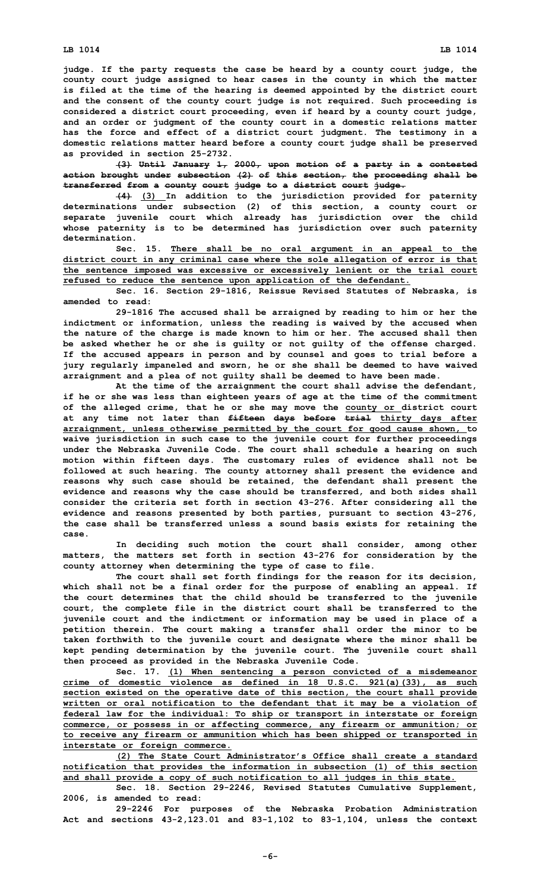judge. If the party requests the case be heard by a county court judge, the county court judge assigned to hear cases in the county in which the matter is filed at the time of the hearing is deemed appointed by the district court and the consent of the county court judge is not required. Such proceeding is considered a district court proceeding, even if heard by a county court judge, and an order or judgment of the county court in a domestic relations matter has the force and effect of a district court judgment. The testimony in a domestic relations matter heard before a county court judge shall be preserved as provided in section 25-2732.

~~(3) Until January 1, 2000, upon motion of a party in a contested action brought under subsection (2) of this section, the proceeding shall be transferred from a county court judge to a district court judge.~~

~~(4)~~ (3) In addition to the jurisdiction provided for paternity determinations under subsection (2) of this section, a county court or separate juvenile court which already has jurisdiction over the child whose paternity is to be determined has jurisdiction over such paternity determination.

Sec. 15. There shall be no oral argument in an appeal to the district court in any criminal case where the sole allegation of error is that the sentence imposed was excessive or excessively lenient or the trial court refused to reduce the sentence upon application of the defendant.

Sec. 16. Section 29-1816, Reissue Revised Statutes of Nebraska, is amended to read:

29-1816 The accused shall be arraigned by reading to him or her the indictment or information, unless the reading is waived by the accused when the nature of the charge is made known to him or her. The accused shall then be asked whether he or she is guilty or not guilty of the offense charged. If the accused appears in person and by counsel and goes to trial before a jury regularly impaneled and sworn, he or she shall be deemed to have waived arraignment and a plea of not guilty shall be deemed to have been made.

At the time of the arraignment the court shall advise the defendant, if he or she was less than eighteen years of age at the time of the commitment of the alleged crime, that he or she may move the county or district court at any time not later than ~~fifteen days before trial~~ thirty days after arraignment, unless otherwise permitted by the court for good cause shown, to waive jurisdiction in such case to the juvenile court for further proceedings under the Nebraska Juvenile Code. The court shall schedule a hearing on such motion within fifteen days. The customary rules of evidence shall not be followed at such hearing. The county attorney shall present the evidence and reasons why such case should be retained, the defendant shall present the evidence and reasons why the case should be transferred, and both sides shall consider the criteria set forth in section 43-276. After considering all the evidence and reasons presented by both parties, pursuant to section 43-276, the case shall be transferred unless a sound basis exists for retaining the case.

In deciding such motion the court shall consider, among other matters, the matters set forth in section 43-276 for consideration by the county attorney when determining the type of case to file.

The court shall set forth findings for the reason for its decision, which shall not be a final order for the purpose of enabling an appeal. If the court determines that the child should be transferred to the juvenile court, the complete file in the district court shall be transferred to the juvenile court and the indictment or information may be used in place of a petition therein. The court making a transfer shall order the minor to be taken forthwith to the juvenile court and designate where the minor shall be kept pending determination by the juvenile court. The juvenile court shall then proceed as provided in the Nebraska Juvenile Code.

Sec. 17. (1) When sentencing a person convicted of a misdemeanor crime of domestic violence as defined in 18 U.S.C. 921(a)(33), as such section existed on the operative date of this section, the court shall provide written or oral notification to the defendant that it may be a violation of federal law for the individual: To ship or transport in interstate or foreign commerce, or possess in or affecting commerce, any firearm or ammunition; or to receive any firearm or ammunition which has been shipped or transported in interstate or foreign commerce.

(2) The State Court Administrator's Office shall create a standard notification that provides the information in subsection (1) of this section and shall provide a copy of such notification to all judges in this state.

Sec. 18. Section 29-2246, Revised Statutes Cumulative Supplement, 2006, is amended to read:

29-2246 For purposes of the Nebraska Probation Administration Act and sections 43-2,123.01 and 83-1,102 to 83-1,104, unless the context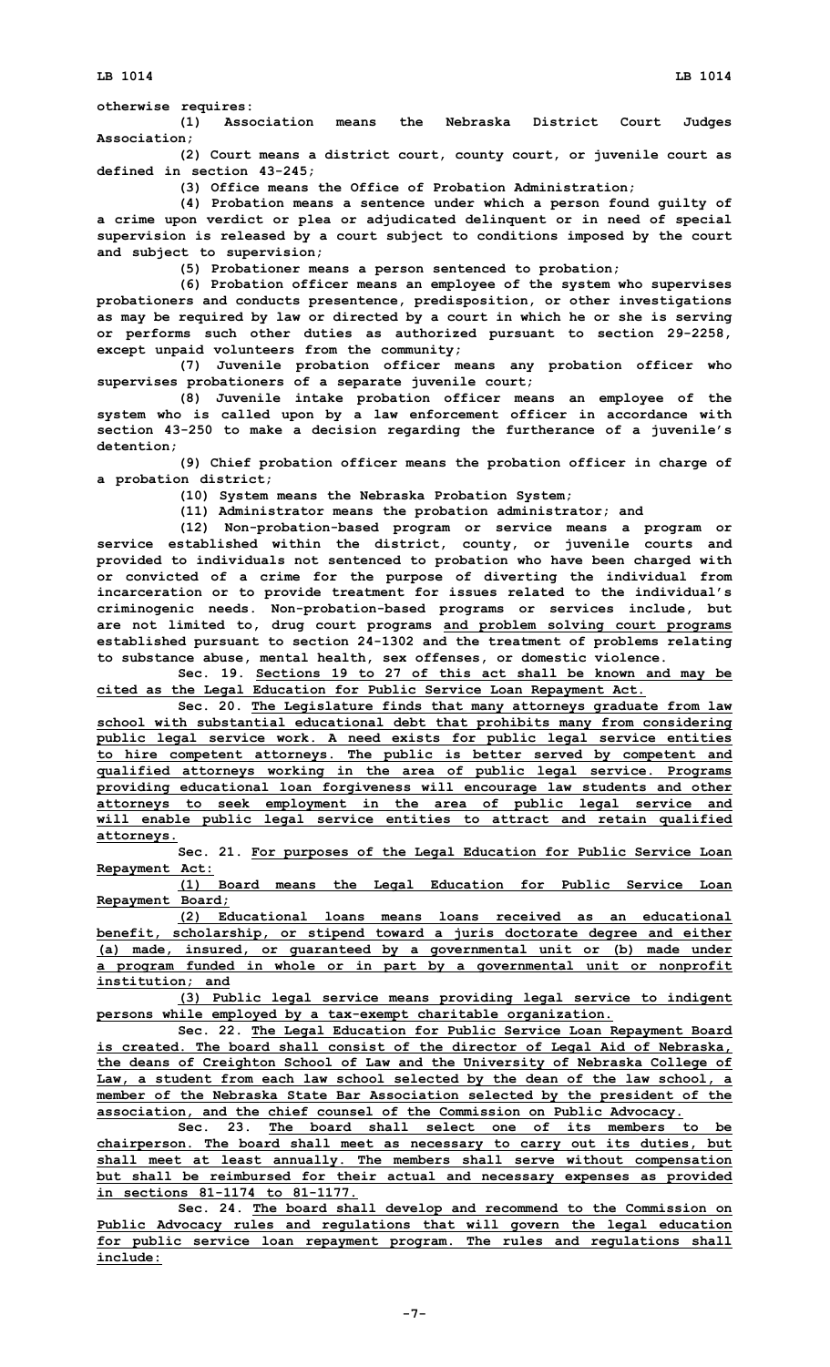otherwise requires:

(1) Association means the Nebraska District Court Judges Association;

(2) Court means a district court, county court, or juvenile court as defined in section 43-245;

(3) Office means the Office of Probation Administration;

(4) Probation means a sentence under which a person found guilty of a crime upon verdict or plea or adjudicated delinquent or in need of special supervision is released by a court subject to conditions imposed by the court and subject to supervision;

(5) Probationer means a person sentenced to probation;

(6) Probation officer means an employee of the system who supervises probationers and conducts presentence, predisposition, or other investigations as may be required by law or directed by a court in which he or she is serving or performs such other duties as authorized pursuant to section 29-2258, except unpaid volunteers from the community;

(7) Juvenile probation officer means any probation officer who supervises probationers of a separate juvenile court;

(8) Juvenile intake probation officer means an employee of the system who is called upon by a law enforcement officer in accordance with section 43-250 to make a decision regarding the furtherance of a juvenile's detention;

(9) Chief probation officer means the probation officer in charge of a probation district;

(10) System means the Nebraska Probation System;

(11) Administrator means the probation administrator; and

(12) Non-probation-based program or service means a program or service established within the district, county, or juvenile courts and provided to individuals not sentenced to probation who have been charged with or convicted of a crime for the purpose of diverting the individual from incarceration or to provide treatment for issues related to the individual's criminogenic needs. Non-probation-based programs or services include, but are not limited to, drug court programs and problem solving court programs established pursuant to section 24-1302 and the treatment of problems relating to substance abuse, mental health, sex offenses, or domestic violence.

Sec. 19. Sections 19 to 27 of this act shall be known and may be cited as the Legal Education for Public Service Loan Repayment Act.

Sec. 20. The Legislature finds that many attorneys graduate from law school with substantial educational debt that prohibits many from considering public legal service work. A need exists for public legal service entities to hire competent attorneys. The public is better served by competent and qualified attorneys working in the area of public legal service. Programs providing educational loan forgiveness will encourage law students and other attorneys to seek employment in the area of public legal service and will enable public legal service entities to attract and retain qualified attorneys.

Sec. 21. For purposes of the Legal Education for Public Service Loan Repayment Act:

(1) Board means the Legal Education for Public Service Loan Repayment Board;

(2) Educational loans means loans received as an educational benefit, scholarship, or stipend toward a juris doctorate degree and either (a) made, insured, or guaranteed by a governmental unit or (b) made under a program funded in whole or in part by a governmental unit or nonprofit institution; and

(3) Public legal service means providing legal service to indigent persons while employed by a tax-exempt charitable organization.

Sec. 22. The Legal Education for Public Service Loan Repayment Board is created. The board shall consist of the director of Legal Aid of Nebraska, the deans of Creighton School of Law and the University of Nebraska College of Law, a student from each law school selected by the dean of the law school, a member of the Nebraska State Bar Association selected by the president of the association, and the chief counsel of the Commission on Public Advocacy.

Sec. 23. The board shall select one of its members to be chairperson. The board shall meet as necessary to carry out its duties, but shall meet at least annually. The members shall serve without compensation but shall be reimbursed for their actual and necessary expenses as provided in sections 81-1174 to 81-1177.

Sec. 24. The board shall develop and recommend to the Commission on Public Advocacy rules and regulations that will govern the legal education for public service loan repayment program. The rules and regulations shall include: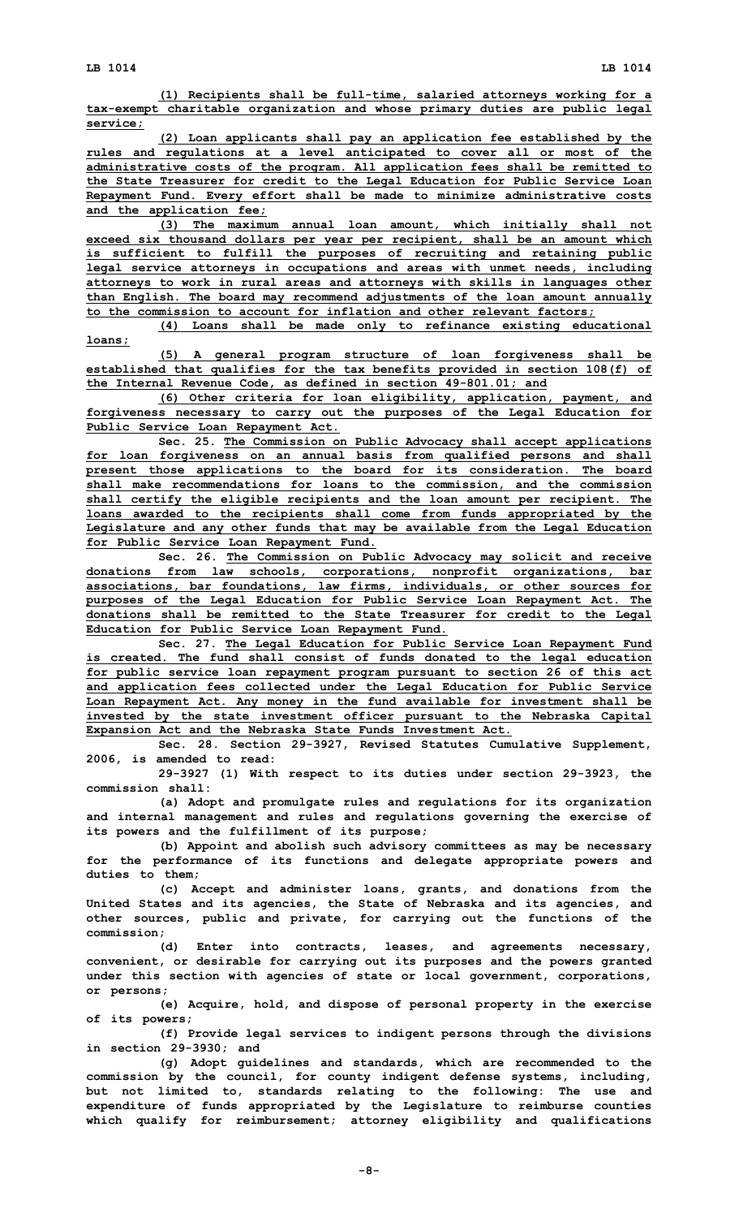(1) Recipients shall be full-time, salaried attorneys working for a tax-exempt charitable organization and whose primary duties are public legal service;

(2) Loan applicants shall pay an application fee established by the rules and regulations at a level anticipated to cover all or most of the administrative costs of the program. All application fees shall be remitted to the State Treasurer for credit to the Legal Education for Public Service Loan Repayment Fund. Every effort shall be made to minimize administrative costs and the application fee;

(3) The maximum annual loan amount, which initially shall not exceed six thousand dollars per year per recipient, shall be an amount which is sufficient to fulfill the purposes of recruiting and retaining public legal service attorneys in occupations and areas with unmet needs, including attorneys to work in rural areas and attorneys with skills in languages other than English. The board may recommend adjustments of the loan amount annually to the commission to account for inflation and other relevant factors;

(4) Loans shall be made only to refinance existing educational loans;

(5) A general program structure of loan forgiveness shall be established that qualifies for the tax benefits provided in section 108(f) of the Internal Revenue Code, as defined in section 49-801.01; and

(6) Other criteria for loan eligibility, application, payment, and forgiveness necessary to carry out the purposes of the Legal Education for Public Service Loan Repayment Act.

Sec. 25. The Commission on Public Advocacy shall accept applications for loan forgiveness on an annual basis from qualified persons and shall present those applications to the board for its consideration. The board shall make recommendations for loans to the commission, and the commission shall certify the eligible recipients and the loan amount per recipient. The loans awarded to the recipients shall come from funds appropriated by the Legislature and any other funds that may be available from the Legal Education for Public Service Loan Repayment Fund.

Sec. 26. The Commission on Public Advocacy may solicit and receive donations from law schools, corporations, nonprofit organizations, bar associations, bar foundations, law firms, individuals, or other sources for purposes of the Legal Education for Public Service Loan Repayment Act. The donations shall be remitted to the State Treasurer for credit to the Legal Education for Public Service Loan Repayment Fund.

Sec. 27. The Legal Education for Public Service Loan Repayment Fund is created. The fund shall consist of funds donated to the legal education for public service loan repayment program pursuant to section 26 of this act and application fees collected under the Legal Education for Public Service Loan Repayment Act. Any money in the fund available for investment shall be invested by the state investment officer pursuant to the Nebraska Capital Expansion Act and the Nebraska State Funds Investment Act.

Sec. 28. Section 29-3927, Revised Statutes Cumulative Supplement, 2006, is amended to read:

29-3927 (1) With respect to its duties under section 29-3923, the commission shall:

(a) Adopt and promulgate rules and regulations for its organization and internal management and rules and regulations governing the exercise of its powers and the fulfillment of its purpose;

(b) Appoint and abolish such advisory committees as may be necessary for the performance of its functions and delegate appropriate powers and duties to them;

(c) Accept and administer loans, grants, and donations from the United States and its agencies, the State of Nebraska and its agencies, and other sources, public and private, for carrying out the functions of the commission;

(d) Enter into contracts, leases, and agreements necessary, convenient, or desirable for carrying out its purposes and the powers granted under this section with agencies of state or local government, corporations, or persons;

(e) Acquire, hold, and dispose of personal property in the exercise of its powers;

(f) Provide legal services to indigent persons through the divisions in section 29-3930; and

(g) Adopt guidelines and standards, which are recommended to the commission by the council, for county indigent defense systems, including, but not limited to, standards relating to the following: The use and expenditure of funds appropriated by the Legislature to reimburse counties which qualify for reimbursement; attorney eligibility and qualifications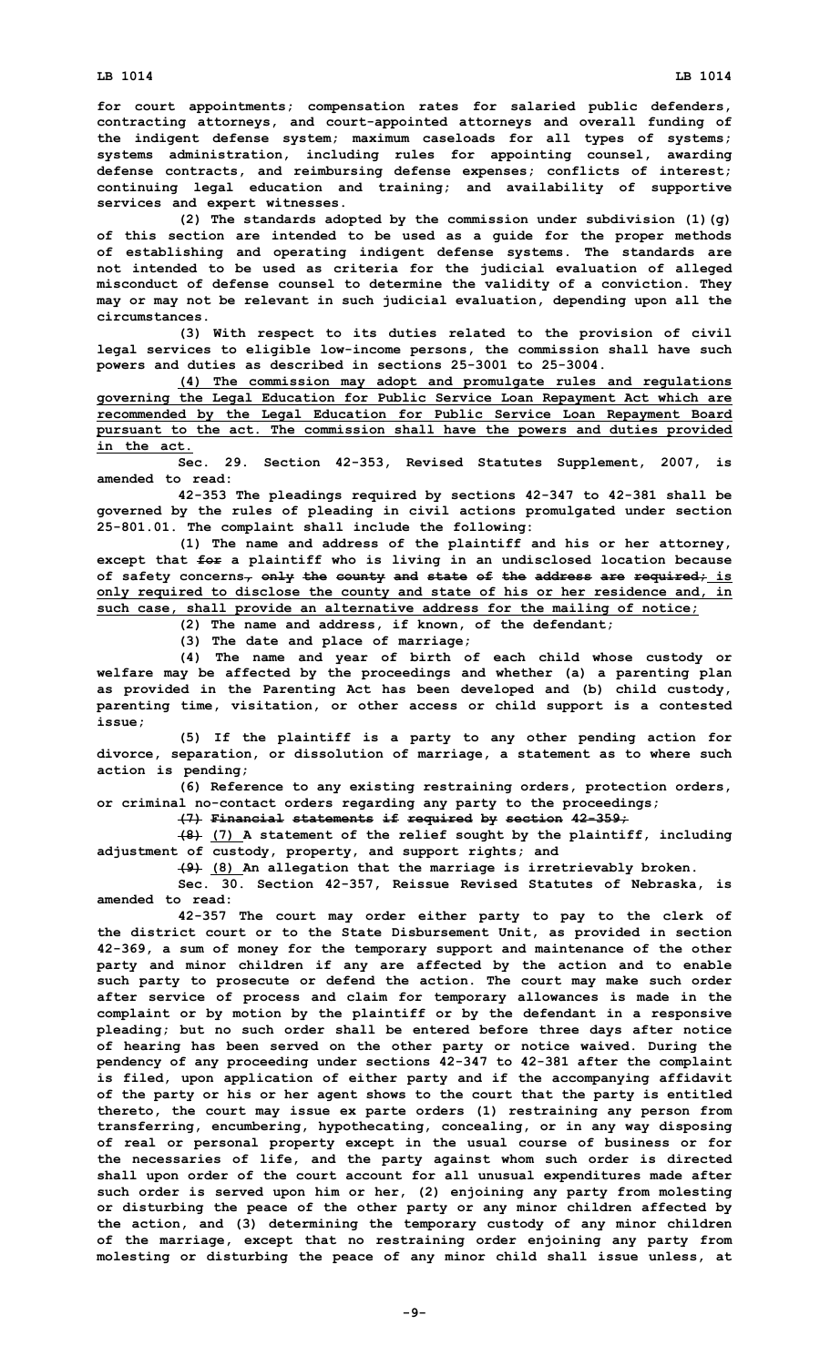**for court appointments; compensation rates for salaried public defenders, contracting attorneys, and court-appointed attorneys and overall funding of the indigent defense system; maximum caseloads for all types of systems; systems administration, including rules for appointing counsel, awarding defense contracts, and reimbursing defense expenses; conflicts of interest; continuing legal education and training; and availability of supportive services and expert witnesses.**

**(2) The standards adopted by the commission under subdivision (1)(g) of this section are intended to be used as a guide for the proper methods of establishing and operating indigent defense systems. The standards are not intended to be used as criteria for the judicial evaluation of alleged misconduct of defense counsel to determine the validity of a conviction. They may or may not be relevant in such judicial evaluation, depending upon all the circumstances.**

**(3) With respect to its duties related to the provision of civil legal services to eligible low-income persons, the commission shall have such powers and duties as described in sections 25-3001 to 25-3004.**

**<u>(4) The commission may adopt and promulgate rules and regulations governing the Legal Education for Public Service Loan Repayment Act which are recommended by the Legal Education for Public Service Loan Repayment Board pursuant to the act. The commission shall have the powers and duties provided in the act.</u>**

**Sec. 29. Section 42-353, Revised Statutes Supplement, 2007, is amended to read:**

**42-353 The pleadings required by sections 42-347 to 42-381 shall be governed by the rules of pleading in civil actions promulgated under section 25-801.01. The complaint shall include the following:**

**(1) The name and address of the plaintiff and his or her attorney, except that ~~for~~ a plaintiff who is living in an undisclosed location because of safety concerns~~, only the county and state of the address are required;~~<u> is only required to disclose the county and state of his or her residence and, in such case, shall provide an alternative address for the mailing of notice;</u>**

**(2) The name and address, if known, of the defendant;**

**(3) The date and place of marriage;**

**(4) The name and year of birth of each child whose custody or welfare may be affected by the proceedings and whether (a) a parenting plan as provided in the Parenting Act has been developed and (b) child custody, parenting time, visitation, or other access or child support is a contested issue;**

**(5) If the plaintiff is a party to any other pending action for divorce, separation, or dissolution of marriage, a statement as to where such action is pending;**

**(6) Reference to any existing restraining orders, protection orders, or criminal no-contact orders regarding any party to the proceedings;**

**~~(7) Financial statements if required by section 42-359;~~**

**~~(8)~~ <u>(7)</u> A statement of the relief sought by the plaintiff, including adjustment of custody, property, and support rights; and**

**~~(9)~~ <u>(8)</u> An allegation that the marriage is irretrievably broken.**

**Sec. 30. Section 42-357, Reissue Revised Statutes of Nebraska, is amended to read:**

**42-357 The court may order either party to pay to the clerk of the district court or to the State Disbursement Unit, as provided in section 42-369, a sum of money for the temporary support and maintenance of the other party and minor children if any are affected by the action and to enable such party to prosecute or defend the action. The court may make such order after service of process and claim for temporary allowances is made in the complaint or by motion by the plaintiff or by the defendant in a responsive pleading; but no such order shall be entered before three days after notice of hearing has been served on the other party or notice waived. During the pendency of any proceeding under sections 42-347 to 42-381 after the complaint is filed, upon application of either party and if the accompanying affidavit of the party or his or her agent shows to the court that the party is entitled thereto, the court may issue ex parte orders (1) restraining any person from transferring, encumbering, hypothecating, concealing, or in any way disposing of real or personal property except in the usual course of business or for the necessaries of life, and the party against whom such order is directed shall upon order of the court account for all unusual expenditures made after such order is served upon him or her, (2) enjoining any party from molesting or disturbing the peace of the other party or any minor children affected by the action, and (3) determining the temporary custody of any minor children of the marriage, except that no restraining order enjoining any party from molesting or disturbing the peace of any minor child shall issue unless, at**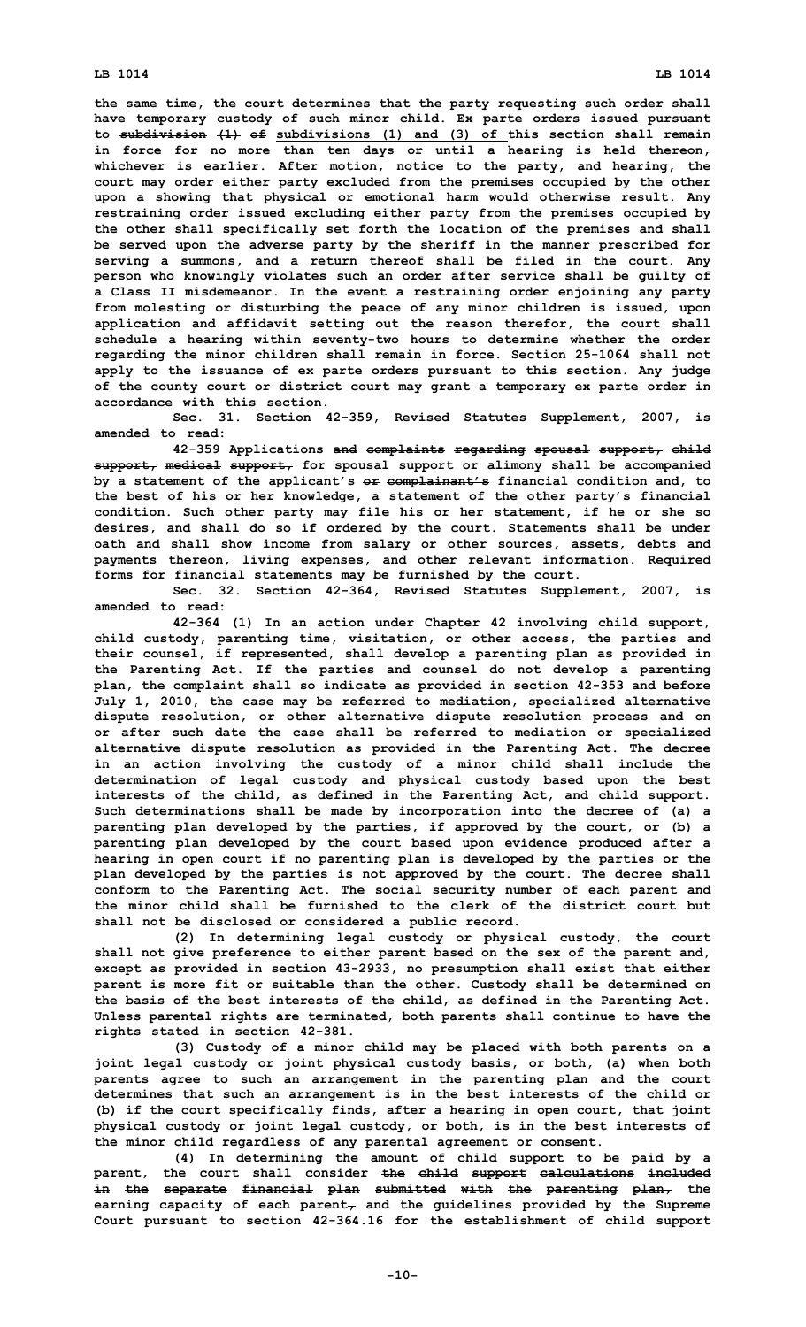the same time, the court determines that the party requesting such order shall have temporary custody of such minor child. Ex parte orders issued pursuant to ~~subdivision (1) of~~ subdivisions (1) and (3) of this section shall remain in force for no more than ten days or until a hearing is held thereon, whichever is earlier. After motion, notice to the party, and hearing, the court may order either party excluded from the premises occupied by the other upon a showing that physical or emotional harm would otherwise result. Any restraining order issued excluding either party from the premises occupied by the other shall specifically set forth the location of the premises and shall be served upon the adverse party by the sheriff in the manner prescribed for serving a summons, and a return thereof shall be filed in the court. Any person who knowingly violates such an order after service shall be guilty of a Class II misdemeanor. In the event a restraining order enjoining any party from molesting or disturbing the peace of any minor children is issued, upon application and affidavit setting out the reason therefor, the court shall schedule a hearing within seventy-two hours to determine whether the order regarding the minor children shall remain in force. Section 25-1064 shall not apply to the issuance of ex parte orders pursuant to this section. Any judge of the county court or district court may grant a temporary ex parte order in accordance with this section.

Sec. 31. Section 42-359, Revised Statutes Supplement, 2007, is amended to read:

42-359 Applications ~~and complaints regarding spousal support, child support, medical support,~~ for spousal support or alimony shall be accompanied by a statement of the applicant's ~~or complainant's~~ financial condition and, to the best of his or her knowledge, a statement of the other party's financial condition. Such other party may file his or her statement, if he or she so desires, and shall do so if ordered by the court. Statements shall be under oath and shall show income from salary or other sources, assets, debts and payments thereon, living expenses, and other relevant information. Required forms for financial statements may be furnished by the court.

Sec. 32. Section 42-364, Revised Statutes Supplement, 2007, is amended to read:

42-364 (1) In an action under Chapter 42 involving child support, child custody, parenting time, visitation, or other access, the parties and their counsel, if represented, shall develop a parenting plan as provided in the Parenting Act. If the parties and counsel do not develop a parenting plan, the complaint shall so indicate as provided in section 42-353 and before July 1, 2010, the case may be referred to mediation, specialized alternative dispute resolution, or other alternative dispute resolution process and on or after such date the case shall be referred to mediation or specialized alternative dispute resolution as provided in the Parenting Act. The decree in an action involving the custody of a minor child shall include the determination of legal custody and physical custody based upon the best interests of the child, as defined in the Parenting Act, and child support. Such determinations shall be made by incorporation into the decree of (a) a parenting plan developed by the parties, if approved by the court, or (b) a parenting plan developed by the court based upon evidence produced after a hearing in open court if no parenting plan is developed by the parties or the plan developed by the parties is not approved by the court. The decree shall conform to the Parenting Act. The social security number of each parent and the minor child shall be furnished to the clerk of the district court but shall not be disclosed or considered a public record.

(2) In determining legal custody or physical custody, the court shall not give preference to either parent based on the sex of the parent and, except as provided in section 43-2933, no presumption shall exist that either parent is more fit or suitable than the other. Custody shall be determined on the basis of the best interests of the child, as defined in the Parenting Act. Unless parental rights are terminated, both parents shall continue to have the rights stated in section 42-381.

(3) Custody of a minor child may be placed with both parents on a joint legal custody or joint physical custody basis, or both, (a) when both parents agree to such an arrangement in the parenting plan and the court determines that such an arrangement is in the best interests of the child or (b) if the court specifically finds, after a hearing in open court, that joint physical custody or joint legal custody, or both, is in the best interests of the minor child regardless of any parental agreement or consent.

(4) In determining the amount of child support to be paid by a parent, the court shall consider ~~the child support calculations included in the separate financial plan submitted with the parenting plan,~~ the earning capacity of each parent~~,~~ and the guidelines provided by the Supreme Court pursuant to section 42-364.16 for the establishment of child support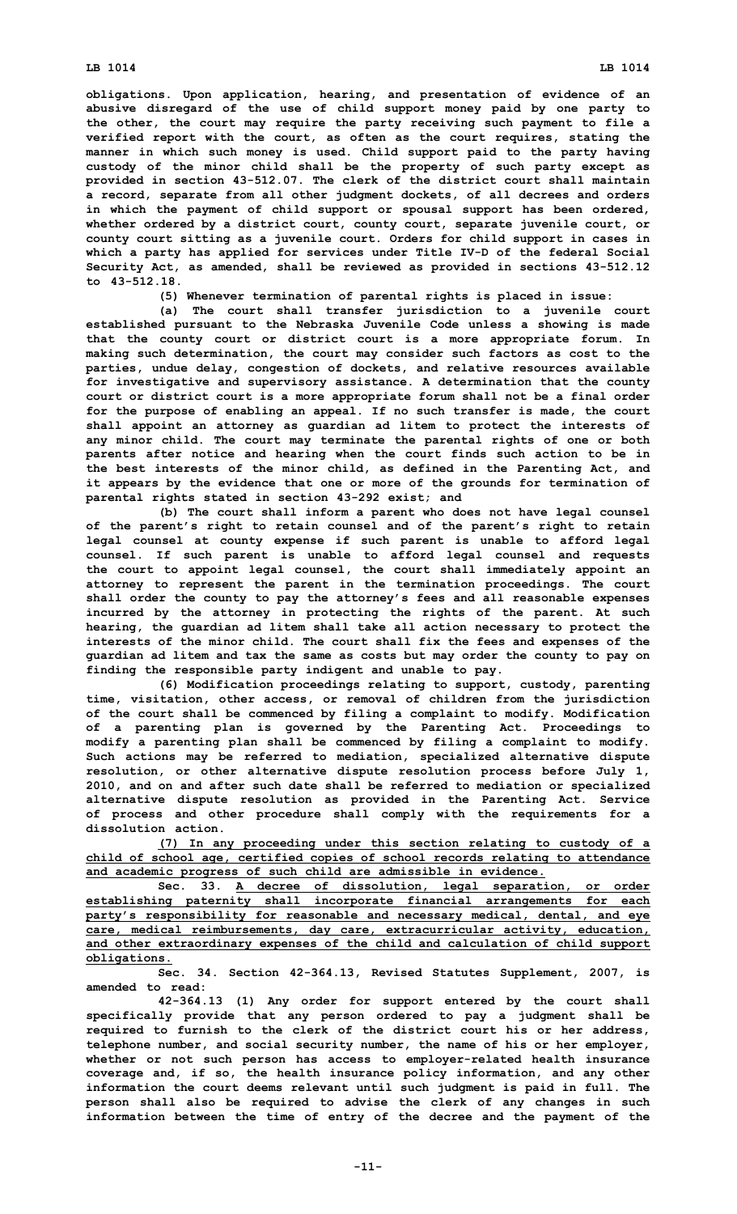obligations. Upon application, hearing, and presentation of evidence of an abusive disregard of the use of child support money paid by one party to the other, the court may require the party receiving such payment to file a verified report with the court, as often as the court requires, stating the manner in which such money is used. Child support paid to the party having custody of the minor child shall be the property of such party except as provided in section 43-512.07. The clerk of the district court shall maintain a record, separate from all other judgment dockets, of all decrees and orders in which the payment of child support or spousal support has been ordered, whether ordered by a district court, county court, separate juvenile court, or county court sitting as a juvenile court. Orders for child support in cases in which a party has applied for services under Title IV-D of the federal Social Security Act, as amended, shall be reviewed as provided in sections 43-512.12 to 43-512.18.

(5) Whenever termination of parental rights is placed in issue:

(a) The court shall transfer jurisdiction to a juvenile court established pursuant to the Nebraska Juvenile Code unless a showing is made that the county court or district court is a more appropriate forum. In making such determination, the court may consider such factors as cost to the parties, undue delay, congestion of dockets, and relative resources available for investigative and supervisory assistance. A determination that the county court or district court is a more appropriate forum shall not be a final order for the purpose of enabling an appeal. If no such transfer is made, the court shall appoint an attorney as guardian ad litem to protect the interests of any minor child. The court may terminate the parental rights of one or both parents after notice and hearing when the court finds such action to be in the best interests of the minor child, as defined in the Parenting Act, and it appears by the evidence that one or more of the grounds for termination of parental rights stated in section 43-292 exist; and

(b) The court shall inform a parent who does not have legal counsel of the parent's right to retain counsel and of the parent's right to retain legal counsel at county expense if such parent is unable to afford legal counsel. If such parent is unable to afford legal counsel and requests the court to appoint legal counsel, the court shall immediately appoint an attorney to represent the parent in the termination proceedings. The court shall order the county to pay the attorney's fees and all reasonable expenses incurred by the attorney in protecting the rights of the parent. At such hearing, the guardian ad litem shall take all action necessary to protect the interests of the minor child. The court shall fix the fees and expenses of the guardian ad litem and tax the same as costs but may order the county to pay on finding the responsible party indigent and unable to pay.

(6) Modification proceedings relating to support, custody, parenting time, visitation, other access, or removal of children from the jurisdiction of the court shall be commenced by filing a complaint to modify. Modification of a parenting plan is governed by the Parenting Act. Proceedings to modify a parenting plan shall be commenced by filing a complaint to modify. Such actions may be referred to mediation, specialized alternative dispute resolution, or other alternative dispute resolution process before July 1, 2010, and on and after such date shall be referred to mediation or specialized alternative dispute resolution as provided in the Parenting Act. Service of process and other procedure shall comply with the requirements for a dissolution action.

<u>(7) In any proceeding under this section relating to custody of a child of school age, certified copies of school records relating to attendance and academic progress of such child are admissible in evidence.</u>

Sec. 33. <u>A decree of dissolution, legal separation, or order establishing paternity shall incorporate financial arrangements for each party's responsibility for reasonable and necessary medical, dental, and eye care, medical reimbursements, day care, extracurricular activity, education, and other extraordinary expenses of the child and calculation of child support obligations.</u>

Sec. 34. Section 42-364.13, Revised Statutes Supplement, 2007, is amended to read:

42-364.13 (1) Any order for support entered by the court shall specifically provide that any person ordered to pay a judgment shall be required to furnish to the clerk of the district court his or her address, telephone number, and social security number, the name of his or her employer, whether or not such person has access to employer-related health insurance coverage and, if so, the health insurance policy information, and any other information the court deems relevant until such judgment is paid in full. The person shall also be required to advise the clerk of any changes in such information between the time of entry of the decree and the payment of the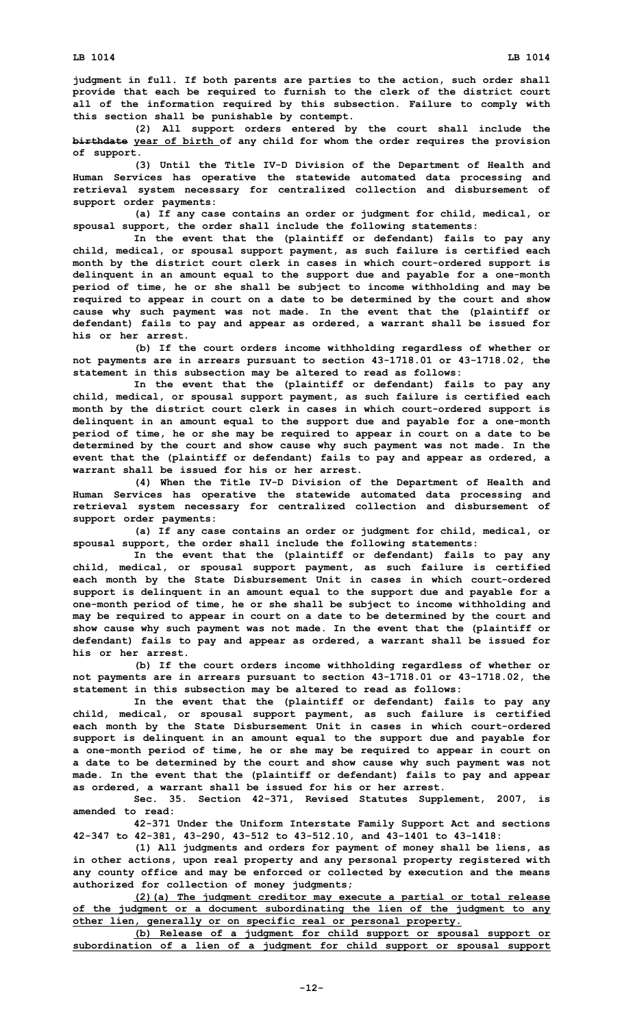judgment in full. If both parents are parties to the action, such order shall provide that each be required to furnish to the clerk of the district court all of the information required by this subsection. Failure to comply with this section shall be punishable by contempt.

(2) All support orders entered by the court shall include the ~~birthdate~~ year of birth of any child for whom the order requires the provision of support.

(3) Until the Title IV-D Division of the Department of Health and Human Services has operative the statewide automated data processing and retrieval system necessary for centralized collection and disbursement of support order payments:

(a) If any case contains an order or judgment for child, medical, or spousal support, the order shall include the following statements:

In the event that the (plaintiff or defendant) fails to pay any child, medical, or spousal support payment, as such failure is certified each month by the district court clerk in cases in which court-ordered support is delinquent in an amount equal to the support due and payable for a one-month period of time, he or she shall be subject to income withholding and may be required to appear in court on a date to be determined by the court and show cause why such payment was not made. In the event that the (plaintiff or defendant) fails to pay and appear as ordered, a warrant shall be issued for his or her arrest.

(b) If the court orders income withholding regardless of whether or not payments are in arrears pursuant to section 43-1718.01 or 43-1718.02, the statement in this subsection may be altered to read as follows:

In the event that the (plaintiff or defendant) fails to pay any child, medical, or spousal support payment, as such failure is certified each month by the district court clerk in cases in which court-ordered support is delinquent in an amount equal to the support due and payable for a one-month period of time, he or she may be required to appear in court on a date to be determined by the court and show cause why such payment was not made. In the event that the (plaintiff or defendant) fails to pay and appear as ordered, a warrant shall be issued for his or her arrest.

(4) When the Title IV-D Division of the Department of Health and Human Services has operative the statewide automated data processing and retrieval system necessary for centralized collection and disbursement of support order payments:

(a) If any case contains an order or judgment for child, medical, or spousal support, the order shall include the following statements:

In the event that the (plaintiff or defendant) fails to pay any child, medical, or spousal support payment, as such failure is certified each month by the State Disbursement Unit in cases in which court-ordered support is delinquent in an amount equal to the support due and payable for a one-month period of time, he or she shall be subject to income withholding and may be required to appear in court on a date to be determined by the court and show cause why such payment was not made. In the event that the (plaintiff or defendant) fails to pay and appear as ordered, a warrant shall be issued for his or her arrest.

(b) If the court orders income withholding regardless of whether or not payments are in arrears pursuant to section 43-1718.01 or 43-1718.02, the statement in this subsection may be altered to read as follows:

In the event that the (plaintiff or defendant) fails to pay any child, medical, or spousal support payment, as such failure is certified each month by the State Disbursement Unit in cases in which court-ordered support is delinquent in an amount equal to the support due and payable for a one-month period of time, he or she may be required to appear in court on a date to be determined by the court and show cause why such payment was not made. In the event that the (plaintiff or defendant) fails to pay and appear as ordered, a warrant shall be issued for his or her arrest.

Sec. 35. Section 42-371, Revised Statutes Supplement, 2007, is amended to read:

42-371 Under the Uniform Interstate Family Support Act and sections 42-347 to 42-381, 43-290, 43-512 to 43-512.10, and 43-1401 to 43-1418:

(1) All judgments and orders for payment of money shall be liens, as in other actions, upon real property and any personal property registered with any county office and may be enforced or collected by execution and the means authorized for collection of money judgments;

(2)(a) The judgment creditor may execute a partial or total release of the judgment or a document subordinating the lien of the judgment to any other lien, generally or on specific real or personal property.

(b) Release of a judgment for child support or spousal support or subordination of a lien of a judgment for child support or spousal support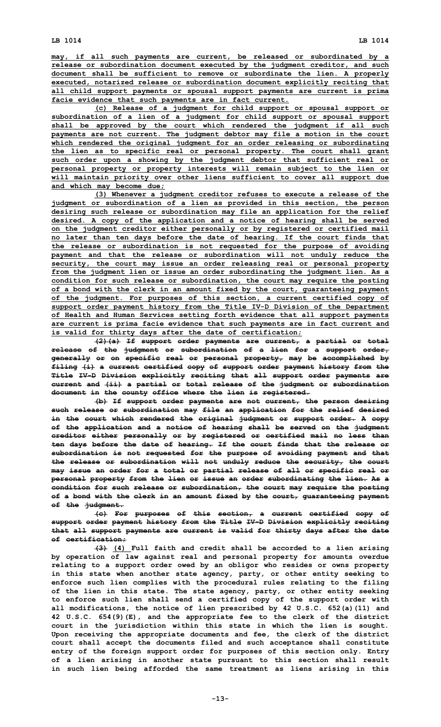may, if all such payments are current, be released or subordinated by a release or subordination document executed by the judgment creditor, and such document shall be sufficient to remove or subordinate the lien. A properly executed, notarized release or subordination document explicitly reciting that all child support payments or spousal support payments are current is prima facie evidence that such payments are in fact current.

(c) Release of a judgment for child support or spousal support or subordination of a lien of a judgment for child support or spousal support shall be approved by the court which rendered the judgment if all such payments are not current. The judgment debtor may file a motion in the court which rendered the original judgment for an order releasing or subordinating the lien as to specific real or personal property. The court shall grant such order upon a showing by the judgment debtor that sufficient real or personal property or property interests will remain subject to the lien or will maintain priority over other liens sufficient to cover all support due and which may become due;

(3) Whenever a judgment creditor refuses to execute a release of the judgment or subordination of a lien as provided in this section, the person desiring such release or subordination may file an application for the relief desired. A copy of the application and a notice of hearing shall be served on the judgment creditor either personally or by registered or certified mail no later than ten days before the date of hearing. If the court finds that the release or subordination is not requested for the purpose of avoiding payment and that the release or subordination will not unduly reduce the security, the court may issue an order releasing real or personal property from the judgment lien or issue an order subordinating the judgment lien. As a condition for such release or subordination, the court may require the posting of a bond with the clerk in an amount fixed by the court, guaranteeing payment of the judgment. For purposes of this section, a current certified copy of support order payment history from the Title IV-D Division of the Department of Health and Human Services setting forth evidence that all support payments are current is prima facie evidence that such payments are in fact current and is valid for thirty days after the date of certification;

~~(2)(a) If support order payments are current, a partial or total release of the judgment or subordination of a lien for a support order, generally or on specific real or personal property, may be accomplished by filing (i) a current certified copy of support order payment history from the Title IV-D Division explicitly reciting that all support order payments are current and (ii) a partial or total release of the judgment or subordination document in the county office where the lien is registered.~~

~~(b) If support order payments are not current, the person desiring such release or subordination may file an application for the relief desired in the court which rendered the original judgment or support order. A copy of the application and a notice of hearing shall be served on the judgment creditor either personally or by registered or certified mail no less than ten days before the date of hearing. If the court finds that the release or subordination is not requested for the purpose of avoiding payment and that the release or subordination will not unduly reduce the security, the court may issue an order for a total or partial release of all or specific real or personal property from the lien or issue an order subordinating the lien. As a condition for such release or subordination, the court may require the posting of a bond with the clerk in an amount fixed by the court, guaranteeing payment of the judgment.~~

~~(c) For purposes of this section, a current certified copy of support order payment history from the Title IV-D Division explicitly reciting that all support payments are current is valid for thirty days after the date of certification;~~

~~(3)~~ (4) Full faith and credit shall be accorded to a lien arising by operation of law against real and personal property for amounts overdue relating to a support order owed by an obligor who resides or owns property in this state when another state agency, party, or other entity seeking to enforce such lien complies with the procedural rules relating to the filing of the lien in this state. The state agency, party, or other entity seeking to enforce such lien shall send a certified copy of the support order with all modifications, the notice of lien prescribed by 42 U.S.C. 652(a)(11) and 42 U.S.C. 654(9)(E), and the appropriate fee to the clerk of the district court in the jurisdiction within this state in which the lien is sought. Upon receiving the appropriate documents and fee, the clerk of the district court shall accept the documents filed and such acceptance shall constitute entry of the foreign support order for purposes of this section only. Entry of a lien arising in another state pursuant to this section shall result in such lien being afforded the same treatment as liens arising in this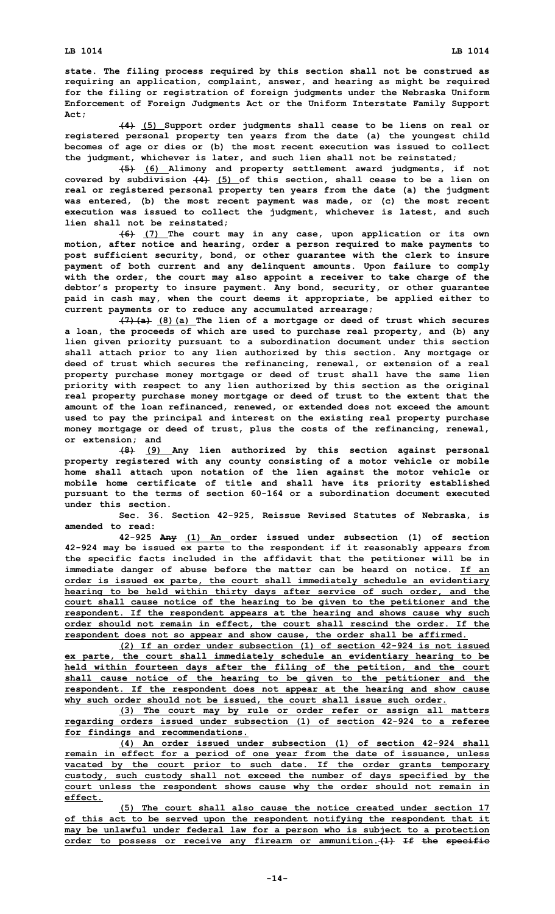state. The filing process required by this section shall not be construed as requiring an application, complaint, answer, and hearing as might be required for the filing or registration of foreign judgments under the Nebraska Uniform Enforcement of Foreign Judgments Act or the Uniform Interstate Family Support Act;

~~(4)~~ (5) Support order judgments shall cease to be liens on real or registered personal property ten years from the date (a) the youngest child becomes of age or dies or (b) the most recent execution was issued to collect the judgment, whichever is later, and such lien shall not be reinstated;

~~(5)~~ (6) Alimony and property settlement award judgments, if not covered by subdivision ~~(4)~~ (5) of this section, shall cease to be a lien on real or registered personal property ten years from the date (a) the judgment was entered, (b) the most recent payment was made, or (c) the most recent execution was issued to collect the judgment, whichever is latest, and such lien shall not be reinstated;

~~(6)~~ (7) The court may in any case, upon application or its own motion, after notice and hearing, order a person required to make payments to post sufficient security, bond, or other guarantee with the clerk to insure payment of both current and any delinquent amounts. Upon failure to comply with the order, the court may also appoint a receiver to take charge of the debtor's property to insure payment. Any bond, security, or other guarantee paid in cash may, when the court deems it appropriate, be applied either to current payments or to reduce any accumulated arrearage;

~~(7)(a)~~ (8)(a) The lien of a mortgage or deed of trust which secures a loan, the proceeds of which are used to purchase real property, and (b) any lien given priority pursuant to a subordination document under this section shall attach prior to any lien authorized by this section. Any mortgage or deed of trust which secures the refinancing, renewal, or extension of a real property purchase money mortgage or deed of trust shall have the same lien priority with respect to any lien authorized by this section as the original real property purchase money mortgage or deed of trust to the extent that the amount of the loan refinanced, renewed, or extended does not exceed the amount used to pay the principal and interest on the existing real property purchase money mortgage or deed of trust, plus the costs of the refinancing, renewal, or extension; and

~~(8)~~ (9) Any lien authorized by this section against personal property registered with any county consisting of a motor vehicle or mobile home shall attach upon notation of the lien against the motor vehicle or mobile home certificate of title and shall have its priority established pursuant to the terms of section 60-164 or a subordination document executed under this section.

Sec. 36. Section 42-925, Reissue Revised Statutes of Nebraska, is amended to read:

42-925 ~~Any~~ (1) An order issued under subsection (1) of section 42-924 may be issued ex parte to the respondent if it reasonably appears from the specific facts included in the affidavit that the petitioner will be in immediate danger of abuse before the matter can be heard on notice. If an order is issued ex parte, the court shall immediately schedule an evidentiary hearing to be held within thirty days after service of such order, and the court shall cause notice of the hearing to be given to the petitioner and the respondent. If the respondent appears at the hearing and shows cause why such order should not remain in effect, the court shall rescind the order. If the respondent does not so appear and show cause, the order shall be affirmed.

(2) If an order under subsection (1) of section 42-924 is not issued ex parte, the court shall immediately schedule an evidentiary hearing to be held within fourteen days after the filing of the petition, and the court shall cause notice of the hearing to be given to the petitioner and the respondent. If the respondent does not appear at the hearing and show cause why such order should not be issued, the court shall issue such order.

(3) The court may by rule or order refer or assign all matters regarding orders issued under subsection (1) of section 42-924 to a referee for findings and recommendations.

(4) An order issued under subsection (1) of section 42-924 shall remain in effect for a period of one year from the date of issuance, unless vacated by the court prior to such date. If the order grants temporary custody, such custody shall not exceed the number of days specified by the court unless the respondent shows cause why the order should not remain in effect.

(5) The court shall also cause the notice created under section 17 of this act to be served upon the respondent notifying the respondent that it may be unlawful under federal law for a person who is subject to a protection order to possess or receive any firearm or ammunition. ~~(1) If the specific~~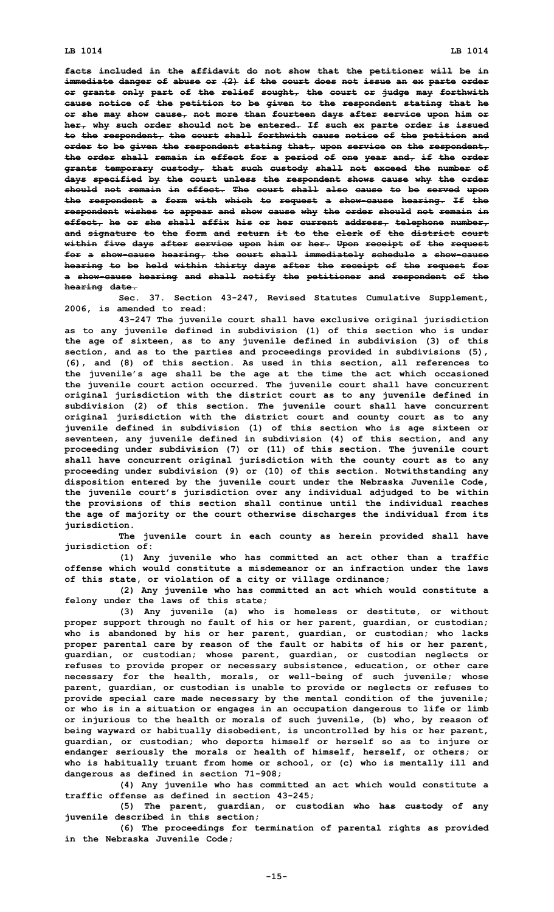~~facts included in the affidavit do not show that the petitioner will be in immediate danger of abuse or (2) if the court does not issue an ex parte order or grants only part of the relief sought, the court or judge may forthwith cause notice of the petition to be given to the respondent stating that he or she may show cause, not more than fourteen days after service upon him or her, why such order should not be entered. If such ex parte order is issued to the respondent, the court shall forthwith cause notice of the petition and order to be given the respondent stating that, upon service on the respondent, the order shall remain in effect for a period of one year and, if the order grants temporary custody, that such custody shall not exceed the number of days specified by the court unless the respondent shows cause why the order should not remain in effect. The court shall also cause to be served upon the respondent a form with which to request a show-cause hearing. If the respondent wishes to appear and show cause why the order should not remain in effect, he or she shall affix his or her current address, telephone number, and signature to the form and return it to the clerk of the district court within five days after service upon him or her. Upon receipt of the request for a show-cause hearing, the court shall immediately schedule a show-cause hearing to be held within thirty days after the receipt of the request for a show-cause hearing and shall notify the petitioner and respondent of the hearing date.~~

**Sec. 37. Section 43-247, Revised Statutes Cumulative Supplement, 2006, is amended to read:**

**43-247 The juvenile court shall have exclusive original jurisdiction as to any juvenile defined in subdivision (1) of this section who is under the age of sixteen, as to any juvenile defined in subdivision (3) of this section, and as to the parties and proceedings provided in subdivisions (5), (6), and (8) of this section. As used in this section, all references to the juvenile's age shall be the age at the time the act which occasioned the juvenile court action occurred. The juvenile court shall have concurrent original jurisdiction with the district court as to any juvenile defined in subdivision (2) of this section. The juvenile court shall have concurrent original jurisdiction with the district court and county court as to any juvenile defined in subdivision (1) of this section who is age sixteen or seventeen, any juvenile defined in subdivision (4) of this section, and any proceeding under subdivision (7) or (11) of this section. The juvenile court shall have concurrent original jurisdiction with the county court as to any proceeding under subdivision (9) or (10) of this section. Notwithstanding any disposition entered by the juvenile court under the Nebraska Juvenile Code, the juvenile court's jurisdiction over any individual adjudged to be within the provisions of this section shall continue until the individual reaches the age of majority or the court otherwise discharges the individual from its jurisdiction.**

**The juvenile court in each county as herein provided shall have jurisdiction of:**

**(1) Any juvenile who has committed an act other than a traffic offense which would constitute a misdemeanor or an infraction under the laws of this state, or violation of a city or village ordinance;**

**(2) Any juvenile who has committed an act which would constitute a felony under the laws of this state;**

**(3) Any juvenile (a) who is homeless or destitute, or without proper support through no fault of his or her parent, guardian, or custodian; who is abandoned by his or her parent, guardian, or custodian; who lacks proper parental care by reason of the fault or habits of his or her parent, guardian, or custodian; whose parent, guardian, or custodian neglects or refuses to provide proper or necessary subsistence, education, or other care necessary for the health, morals, or well-being of such juvenile; whose parent, guardian, or custodian is unable to provide or neglects or refuses to provide special care made necessary by the mental condition of the juvenile; or who is in a situation or engages in an occupation dangerous to life or limb or injurious to the health or morals of such juvenile, (b) who, by reason of being wayward or habitually disobedient, is uncontrolled by his or her parent, guardian, or custodian; who deports himself or herself so as to injure or endanger seriously the morals or health of himself, herself, or others; or who is habitually truant from home or school, or (c) who is mentally ill and dangerous as defined in section 71-908;**

**(4) Any juvenile who has committed an act which would constitute a traffic offense as defined in section 43-245;**

**(5) The parent, guardian, or custodian ~~who has custody~~ of any juvenile described in this section;**

**(6) The proceedings for termination of parental rights as provided in the Nebraska Juvenile Code;**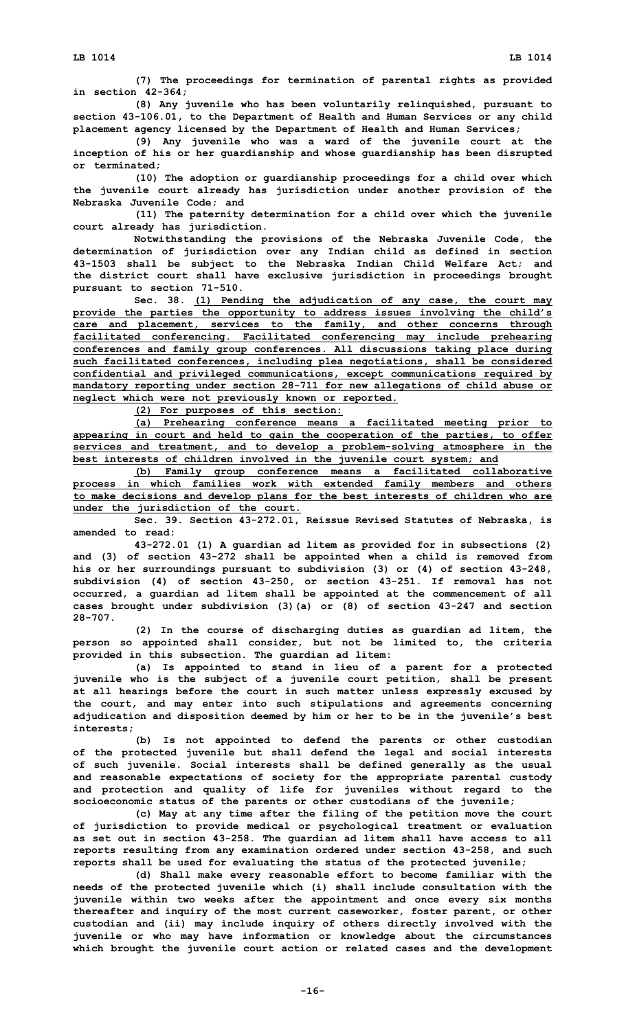(7) The proceedings for termination of parental rights as provided in section 42-364;

(8) Any juvenile who has been voluntarily relinquished, pursuant to section 43-106.01, to the Department of Health and Human Services or any child placement agency licensed by the Department of Health and Human Services;

(9) Any juvenile who was a ward of the juvenile court at the inception of his or her guardianship and whose guardianship has been disrupted or terminated;

(10) The adoption or guardianship proceedings for a child over which the juvenile court already has jurisdiction under another provision of the Nebraska Juvenile Code; and

(11) The paternity determination for a child over which the juvenile court already has jurisdiction.

Notwithstanding the provisions of the Nebraska Juvenile Code, the determination of jurisdiction over any Indian child as defined in section 43-1503 shall be subject to the Nebraska Indian Child Welfare Act; and the district court shall have exclusive jurisdiction in proceedings brought pursuant to section 71-510.

Sec. 38. (1) Pending the adjudication of any case, the court may provide the parties the opportunity to address issues involving the child's care and placement, services to the family, and other concerns through facilitated conferencing. Facilitated conferencing may include prehearing conferences and family group conferences. All discussions taking place during such facilitated conferences, including plea negotiations, shall be considered confidential and privileged communications, except communications required by mandatory reporting under section 28-711 for new allegations of child abuse or neglect which were not previously known or reported.

(2) For purposes of this section:

(a) Prehearing conference means a facilitated meeting prior to appearing in court and held to gain the cooperation of the parties, to offer services and treatment, and to develop a problem-solving atmosphere in the best interests of children involved in the juvenile court system; and

(b) Family group conference means a facilitated collaborative process in which families work with extended family members and others to make decisions and develop plans for the best interests of children who are under the jurisdiction of the court.

Sec. 39. Section 43-272.01, Reissue Revised Statutes of Nebraska, is amended to read:

43-272.01 (1) A guardian ad litem as provided for in subsections (2) and (3) of section 43-272 shall be appointed when a child is removed from his or her surroundings pursuant to subdivision (3) or (4) of section 43-248, subdivision (4) of section 43-250, or section 43-251. If removal has not occurred, a guardian ad litem shall be appointed at the commencement of all cases brought under subdivision (3)(a) or (8) of section 43-247 and section 28-707.

(2) In the course of discharging duties as guardian ad litem, the person so appointed shall consider, but not be limited to, the criteria provided in this subsection. The guardian ad litem:

(a) Is appointed to stand in lieu of a parent for a protected juvenile who is the subject of a juvenile court petition, shall be present at all hearings before the court in such matter unless expressly excused by the court, and may enter into such stipulations and agreements concerning adjudication and disposition deemed by him or her to be in the juvenile's best interests;

(b) Is not appointed to defend the parents or other custodian of the protected juvenile but shall defend the legal and social interests of such juvenile. Social interests shall be defined generally as the usual and reasonable expectations of society for the appropriate parental custody and protection and quality of life for juveniles without regard to the socioeconomic status of the parents or other custodians of the juvenile;

(c) May at any time after the filing of the petition move the court of jurisdiction to provide medical or psychological treatment or evaluation as set out in section 43-258. The guardian ad litem shall have access to all reports resulting from any examination ordered under section 43-258, and such reports shall be used for evaluating the status of the protected juvenile;

(d) Shall make every reasonable effort to become familiar with the needs of the protected juvenile which (i) shall include consultation with the juvenile within two weeks after the appointment and once every six months thereafter and inquiry of the most current caseworker, foster parent, or other custodian and (ii) may include inquiry of others directly involved with the juvenile or who may have information or knowledge about the circumstances which brought the juvenile court action or related cases and the development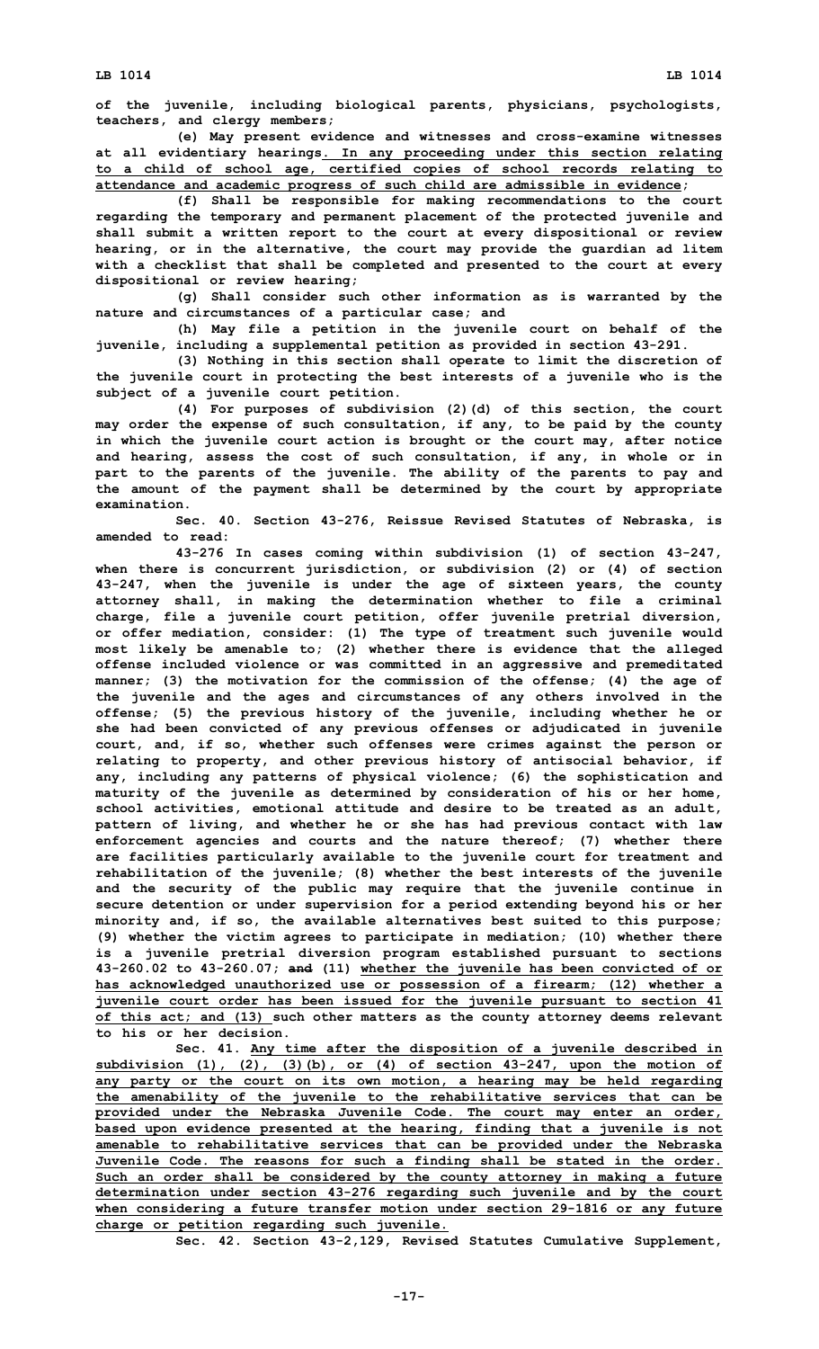of the juvenile, including biological parents, physicians, psychologists, teachers, and clergy members;

(e) May present evidence and witnesses and cross-examine witnesses at all evidentiary hearings. In any proceeding under this section relating to a child of school age, certified copies of school records relating to attendance and academic progress of such child are admissible in evidence;

(f) Shall be responsible for making recommendations to the court regarding the temporary and permanent placement of the protected juvenile and shall submit a written report to the court at every dispositional or review hearing, or in the alternative, the court may provide the guardian ad litem with a checklist that shall be completed and presented to the court at every dispositional or review hearing;

(g) Shall consider such other information as is warranted by the nature and circumstances of a particular case; and

(h) May file a petition in the juvenile court on behalf of the juvenile, including a supplemental petition as provided in section 43-291.

(3) Nothing in this section shall operate to limit the discretion of the juvenile court in protecting the best interests of a juvenile who is the subject of a juvenile court petition.

(4) For purposes of subdivision (2)(d) of this section, the court may order the expense of such consultation, if any, to be paid by the county in which the juvenile court action is brought or the court may, after notice and hearing, assess the cost of such consultation, if any, in whole or in part to the parents of the juvenile. The ability of the parents to pay and the amount of the payment shall be determined by the court by appropriate examination.

Sec. 40. Section 43-276, Reissue Revised Statutes of Nebraska, is amended to read:

43-276 In cases coming within subdivision (1) of section 43-247, when there is concurrent jurisdiction, or subdivision (2) or (4) of section 43-247, when the juvenile is under the age of sixteen years, the county attorney shall, in making the determination whether to file a criminal charge, file a juvenile court petition, offer juvenile pretrial diversion, or offer mediation, consider: (1) The type of treatment such juvenile would most likely be amenable to; (2) whether there is evidence that the alleged offense included violence or was committed in an aggressive and premeditated manner; (3) the motivation for the commission of the offense; (4) the age of the juvenile and the ages and circumstances of any others involved in the offense; (5) the previous history of the juvenile, including whether he or she had been convicted of any previous offenses or adjudicated in juvenile court, and, if so, whether such offenses were crimes against the person or relating to property, and other previous history of antisocial behavior, if any, including any patterns of physical violence; (6) the sophistication and maturity of the juvenile as determined by consideration of his or her home, school activities, emotional attitude and desire to be treated as an adult, pattern of living, and whether he or she has had previous contact with law enforcement agencies and courts and the nature thereof; (7) whether there are facilities particularly available to the juvenile court for treatment and rehabilitation of the juvenile; (8) whether the best interests of the juvenile and the security of the public may require that the juvenile continue in secure detention or under supervision for a period extending beyond his or her minority and, if so, the available alternatives best suited to this purpose; (9) whether the victim agrees to participate in mediation; (10) whether there is a juvenile pretrial diversion program established pursuant to sections 43-260.02 to 43-260.07; ~~and~~ (11) whether the juvenile has been convicted of or has acknowledged unauthorized use or possession of a firearm; (12) whether a juvenile court order has been issued for the juvenile pursuant to section 41 of this act; and (13) such other matters as the county attorney deems relevant to his or her decision.

Sec. 41. Any time after the disposition of a juvenile described in subdivision (1), (2), (3)(b), or (4) of section 43-247, upon the motion of any party or the court on its own motion, a hearing may be held regarding the amenability of the juvenile to the rehabilitative services that can be provided under the Nebraska Juvenile Code. The court may enter an order, based upon evidence presented at the hearing, finding that a juvenile is not amenable to rehabilitative services that can be provided under the Nebraska Juvenile Code. The reasons for such a finding shall be stated in the order. Such an order shall be considered by the county attorney in making a future determination under section 43-276 regarding such juvenile and by the court when considering a future transfer motion under section 29-1816 or any future charge or petition regarding such juvenile.

Sec. 42. Section 43-2,129, Revised Statutes Cumulative Supplement,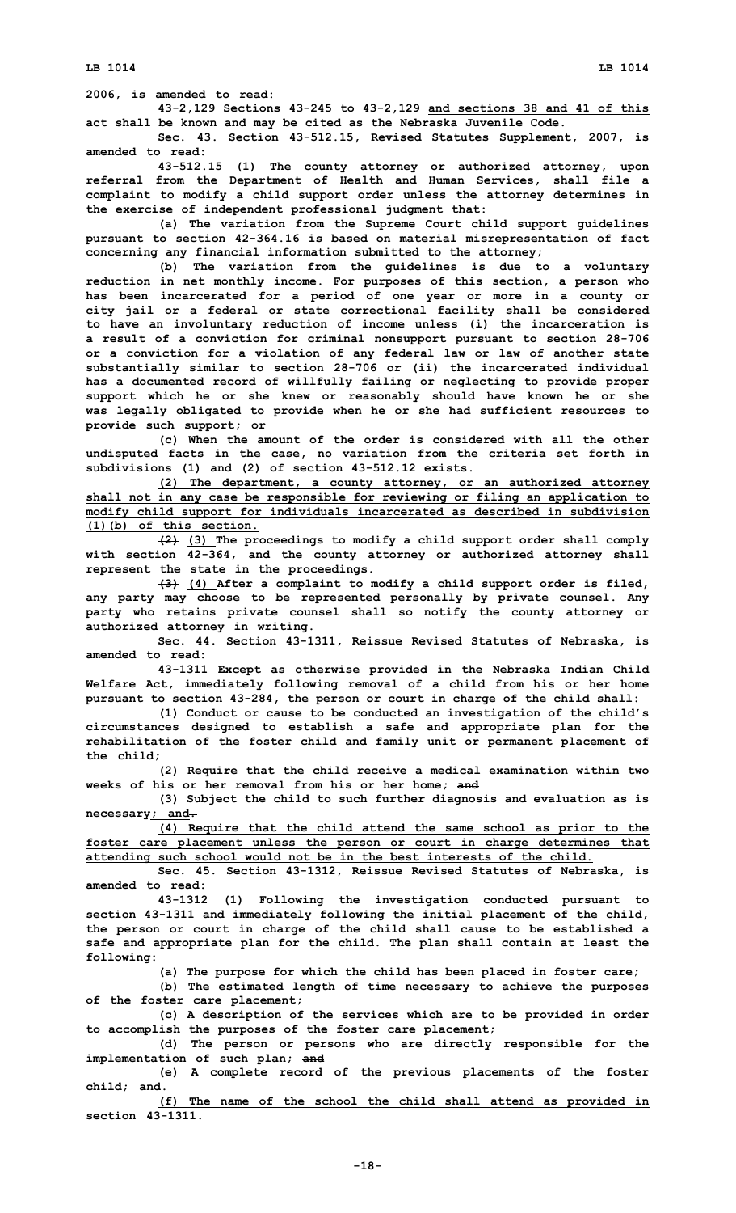2006, is amended to read:

43-2,129 Sections 43-245 to 43-2,129 and sections 38 and 41 of this act shall be known and may be cited as the Nebraska Juvenile Code.

Sec. 43. Section 43-512.15, Revised Statutes Supplement, 2007, is amended to read:

43-512.15 (1) The county attorney or authorized attorney, upon referral from the Department of Health and Human Services, shall file a complaint to modify a child support order unless the attorney determines in the exercise of independent professional judgment that:

(a) The variation from the Supreme Court child support guidelines pursuant to section 42-364.16 is based on material misrepresentation of fact concerning any financial information submitted to the attorney;

(b) The variation from the guidelines is due to a voluntary reduction in net monthly income. For purposes of this section, a person who has been incarcerated for a period of one year or more in a county or city jail or a federal or state correctional facility shall be considered to have an involuntary reduction of income unless (i) the incarceration is a result of a conviction for criminal nonsupport pursuant to section 28-706 or a conviction for a violation of any federal law or law of another state substantially similar to section 28-706 or (ii) the incarcerated individual has a documented record of willfully failing or neglecting to provide proper support which he or she knew or reasonably should have known he or she was legally obligated to provide when he or she had sufficient resources to provide such support; or

(c) When the amount of the order is considered with all the other undisputed facts in the case, no variation from the criteria set forth in subdivisions (1) and (2) of section 43-512.12 exists.

(2) The department, a county attorney, or an authorized attorney shall not in any case be responsible for reviewing or filing an application to modify child support for individuals incarcerated as described in subdivision (1)(b) of this section.

~~(2)~~ (3) The proceedings to modify a child support order shall comply with section 42-364, and the county attorney or authorized attorney shall represent the state in the proceedings.

~~(3)~~ (4) After a complaint to modify a child support order is filed, any party may choose to be represented personally by private counsel. Any party who retains private counsel shall so notify the county attorney or authorized attorney in writing.

Sec. 44. Section 43-1311, Reissue Revised Statutes of Nebraska, is amended to read:

43-1311 Except as otherwise provided in the Nebraska Indian Child Welfare Act, immediately following removal of a child from his or her home pursuant to section 43-284, the person or court in charge of the child shall:

(1) Conduct or cause to be conducted an investigation of the child's circumstances designed to establish a safe and appropriate plan for the rehabilitation of the foster child and family unit or permanent placement of the child;

(2) Require that the child receive a medical examination within two weeks of his or her removal from his or her home; ~~and~~

(3) Subject the child to such further diagnosis and evaluation as is necessary; and~~.~~

(4) Require that the child attend the same school as prior to the foster care placement unless the person or court in charge determines that attending such school would not be in the best interests of the child.

Sec. 45. Section 43-1312, Reissue Revised Statutes of Nebraska, is amended to read:

43-1312 (1) Following the investigation conducted pursuant to section 43-1311 and immediately following the initial placement of the child, the person or court in charge of the child shall cause to be established a safe and appropriate plan for the child. The plan shall contain at least the following:

(a) The purpose for which the child has been placed in foster care;

(b) The estimated length of time necessary to achieve the purposes of the foster care placement;

(c) A description of the services which are to be provided in order to accomplish the purposes of the foster care placement;

(d) The person or persons who are directly responsible for the implementation of such plan; ~~and~~

(e) A complete record of the previous placements of the foster child; and~~.~~

(f) The name of the school the child shall attend as provided in section 43-1311.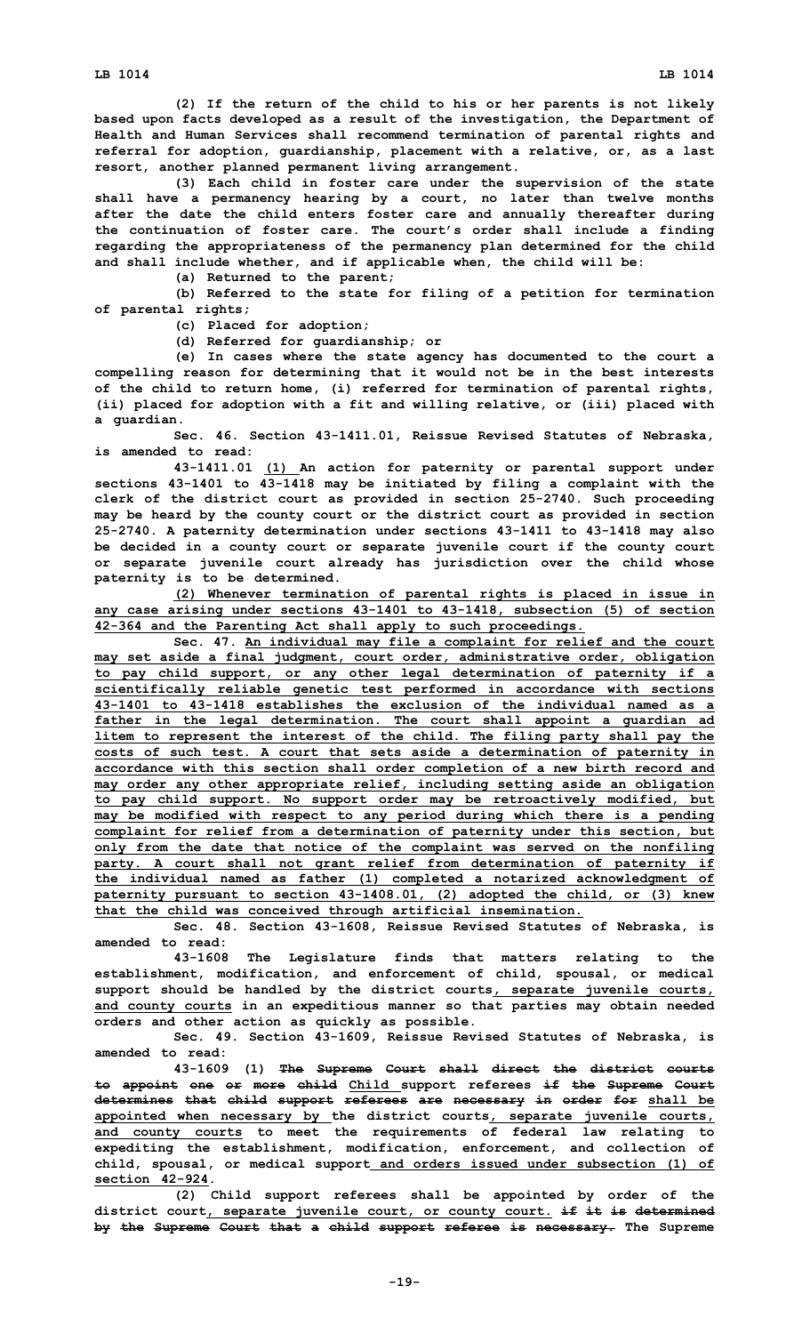(2) If the return of the child to his or her parents is not likely based upon facts developed as a result of the investigation, the Department of Health and Human Services shall recommend termination of parental rights and referral for adoption, guardianship, placement with a relative, or, as a last resort, another planned permanent living arrangement.

(3) Each child in foster care under the supervision of the state shall have a permanency hearing by a court, no later than twelve months after the date the child enters foster care and annually thereafter during the continuation of foster care. The court's order shall include a finding regarding the appropriateness of the permanency plan determined for the child and shall include whether, and if applicable when, the child will be:

(a) Returned to the parent;

(b) Referred to the state for filing of a petition for termination of parental rights;

(c) Placed for adoption;

(d) Referred for guardianship; or

(e) In cases where the state agency has documented to the court a compelling reason for determining that it would not be in the best interests of the child to return home, (i) referred for termination of parental rights, (ii) placed for adoption with a fit and willing relative, or (iii) placed with a guardian.

Sec. 46. Section 43-1411.01, Reissue Revised Statutes of Nebraska, is amended to read:

43-1411.01 <u>(1)</u> An action for paternity or parental support under sections 43-1401 to 43-1418 may be initiated by filing a complaint with the clerk of the district court as provided in section 25-2740. Such proceeding may be heard by the county court or the district court as provided in section 25-2740. A paternity determination under sections 43-1411 to 43-1418 may also be decided in a county court or separate juvenile court if the county court or separate juvenile court already has jurisdiction over the child whose paternity is to be determined.

<u>(2) Whenever termination of parental rights is placed in issue in any case arising under sections 43-1401 to 43-1418, subsection (5) of section 42-364 and the Parenting Act shall apply to such proceedings.</u>

Sec. 47. <u>An individual may file a complaint for relief and the court may set aside a final judgment, court order, administrative order, obligation to pay child support, or any other legal determination of paternity if a scientifically reliable genetic test performed in accordance with sections 43-1401 to 43-1418 establishes the exclusion of the individual named as a father in the legal determination. The court shall appoint a guardian ad litem to represent the interest of the child. The filing party shall pay the costs of such test. A court that sets aside a determination of paternity in accordance with this section shall order completion of a new birth record and may order any other appropriate relief, including setting aside an obligation to pay child support. No support order may be retroactively modified, but may be modified with respect to any period during which there is a pending complaint for relief from a determination of paternity under this section, but only from the date that notice of the complaint was served on the nonfiling party. A court shall not grant relief from determination of paternity if the individual named as father (1) completed a notarized acknowledgment of paternity pursuant to section 43-1408.01, (2) adopted the child, or (3) knew that the child was conceived through artificial insemination.</u>

Sec. 48. Section 43-1608, Reissue Revised Statutes of Nebraska, is amended to read:

43-1608 The Legislature finds that matters relating to the establishment, modification, and enforcement of child, spousal, or medical support should be handled by the district courts<u>, separate juvenile courts, and county courts</u> in an expeditious manner so that parties may obtain needed orders and other action as quickly as possible.

Sec. 49. Section 43-1609, Reissue Revised Statutes of Nebraska, is amended to read:

43-1609 (1) ~~The Supreme Court shall direct the district courts to appoint one or more child~~ <u>Child</u> support referees ~~if the Supreme Court determines that child support referees are necessary in order for~~ <u>shall be appointed when necessary by</u> the district courts<u>, separate juvenile courts, and county courts</u> to meet the requirements of federal law relating to expediting the establishment, modification, enforcement, and collection of child, spousal, or medical support <u>and orders issued under subsection (1) of section 42-924</u>.

(2) Child support referees shall be appointed by order of the district court<u>, separate juvenile court, or county court.</u> ~~if it is determined by the Supreme Court that a child support referee is necessary.~~ The Supreme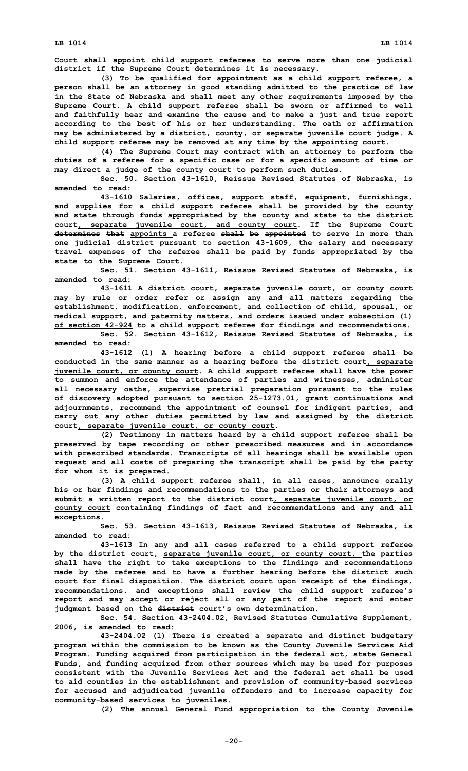Court shall appoint child support referees to serve more than one judicial district if the Supreme Court determines it is necessary.

(3) To be qualified for appointment as a child support referee, a person shall be an attorney in good standing admitted to the practice of law in the State of Nebraska and shall meet any other requirements imposed by the Supreme Court. A child support referee shall be sworn or affirmed to well and faithfully hear and examine the cause and to make a just and true report according to the best of his or her understanding. The oath or affirmation may be administered by a district, county, or separate juvenile court judge. A child support referee may be removed at any time by the appointing court.

(4) The Supreme Court may contract with an attorney to perform the duties of a referee for a specific case or for a specific amount of time or may direct a judge of the county court to perform such duties.

Sec. 50. Section 43-1610, Reissue Revised Statutes of Nebraska, is amended to read:

43-1610 Salaries, offices, support staff, equipment, furnishings, and supplies for a child support referee shall be provided by the county and state through funds appropriated by the county and state to the district court, separate juvenile court, and county court. If the Supreme Court ~~determines that~~ appoints a referee ~~shall be appointed~~ to serve in more than one judicial district pursuant to section 43-1609, the salary and necessary travel expenses of the referee shall be paid by funds appropriated by the state to the Supreme Court.

Sec. 51. Section 43-1611, Reissue Revised Statutes of Nebraska, is amended to read:

43-1611 A district court, separate juvenile court, or county court may by rule or order refer or assign any and all matters regarding the establishment, modification, enforcement, and collection of child, spousal, or medical support, ~~and~~ paternity matters, and orders issued under subsection (1) of section 42-924 to a child support referee for findings and recommendations.

Sec. 52. Section 43-1612, Reissue Revised Statutes of Nebraska, is amended to read:

43-1612 (1) A hearing before a child support referee shall be conducted in the same manner as a hearing before the district court, separate juvenile court, or county court. A child support referee shall have the power to summon and enforce the attendance of parties and witnesses, administer all necessary oaths, supervise pretrial preparation pursuant to the rules of discovery adopted pursuant to section 25-1273.01, grant continuations and adjournments, recommend the appointment of counsel for indigent parties, and carry out any other duties permitted by law and assigned by the district court, separate juvenile court, or county court.

(2) Testimony in matters heard by a child support referee shall be preserved by tape recording or other prescribed measures and in accordance with prescribed standards. Transcripts of all hearings shall be available upon request and all costs of preparing the transcript shall be paid by the party for whom it is prepared.

(3) A child support referee shall, in all cases, announce orally his or her findings and recommendations to the parties or their attorneys and submit a written report to the district court, separate juvenile court, or county court containing findings of fact and recommendations and any and all exceptions.

Sec. 53. Section 43-1613, Reissue Revised Statutes of Nebraska, is amended to read:

43-1613 In any and all cases referred to a child support referee by the district court, separate juvenile court, or county court, the parties shall have the right to take exceptions to the findings and recommendations made by the referee and to have a further hearing before ~~the district~~ such court for final disposition. The ~~district~~ court upon receipt of the findings, recommendations, and exceptions shall review the child support referee's report and may accept or reject all or any part of the report and enter judgment based on the ~~district~~ court's own determination.

Sec. 54. Section 43-2404.02, Revised Statutes Cumulative Supplement, 2006, is amended to read:

43-2404.02 (1) There is created a separate and distinct budgetary program within the commission to be known as the County Juvenile Services Aid Program. Funding acquired from participation in the federal act, state General Funds, and funding acquired from other sources which may be used for purposes consistent with the Juvenile Services Act and the federal act shall be used to aid counties in the establishment and provision of community-based services for accused and adjudicated juvenile offenders and to increase capacity for community-based services to juveniles.

(2) The annual General Fund appropriation to the County Juvenile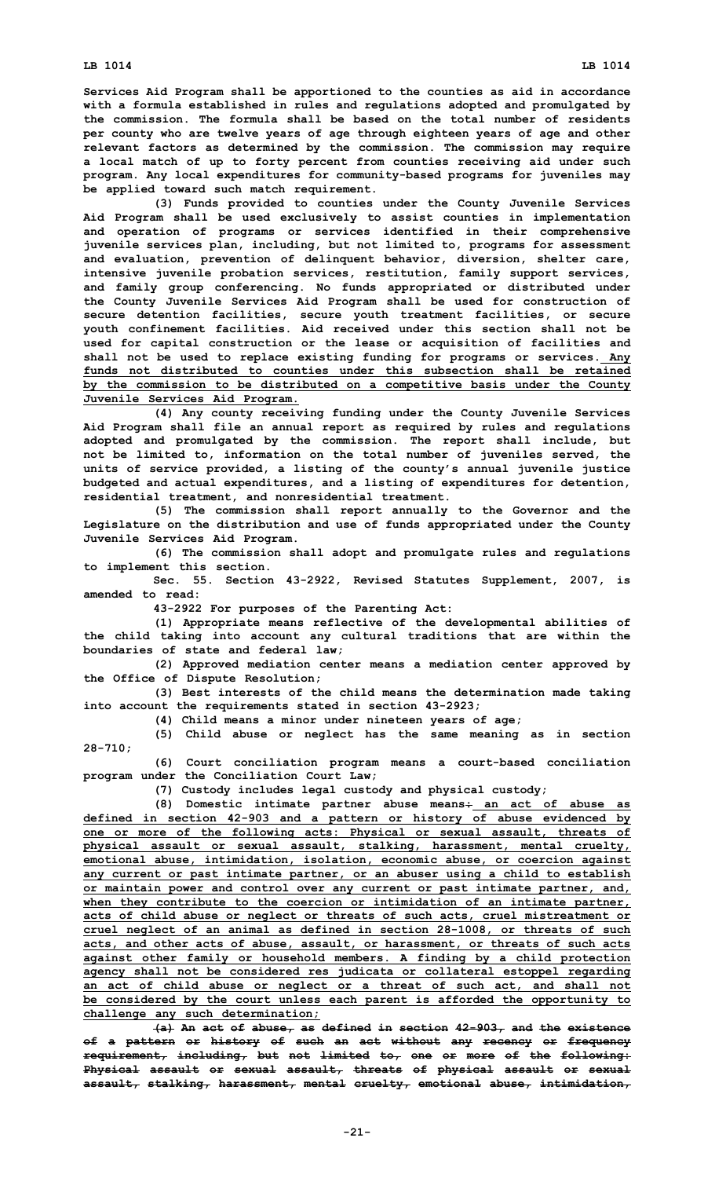**Services Aid Program shall be apportioned to the counties as aid in accordance with a formula established in rules and regulations adopted and promulgated by the commission. The formula shall be based on the total number of residents per county who are twelve years of age through eighteen years of age and other relevant factors as determined by the commission. The commission may require a local match of up to forty percent from counties receiving aid under such program. Any local expenditures for community-based programs for juveniles may be applied toward such match requirement.**

**(3) Funds provided to counties under the County Juvenile Services Aid Program shall be used exclusively to assist counties in implementation and operation of programs or services identified in their comprehensive juvenile services plan, including, but not limited to, programs for assessment and evaluation, prevention of delinquent behavior, diversion, shelter care, intensive juvenile probation services, restitution, family support services, and family group conferencing. No funds appropriated or distributed under the County Juvenile Services Aid Program shall be used for construction of secure detention facilities, secure youth treatment facilities, or secure youth confinement facilities. Aid received under this section shall not be used for capital construction or the lease or acquisition of facilities and shall not be used to replace existing funding for programs or services.** <u>**Any funds not distributed to counties under this subsection shall be retained by the commission to be distributed on a competitive basis under the County Juvenile Services Aid Program.**</u>

**(4) Any county receiving funding under the County Juvenile Services Aid Program shall file an annual report as required by rules and regulations adopted and promulgated by the commission. The report shall include, but not be limited to, information on the total number of juveniles served, the units of service provided, a listing of the county's annual juvenile justice budgeted and actual expenditures, and a listing of expenditures for detention, residential treatment, and nonresidential treatment.**

**(5) The commission shall report annually to the Governor and the Legislature on the distribution and use of funds appropriated under the County Juvenile Services Aid Program.**

**(6) The commission shall adopt and promulgate rules and regulations to implement this section.**

**Sec. 55. Section 43-2922, Revised Statutes Supplement, 2007, is amended to read:**

**43-2922 For purposes of the Parenting Act:**

**(1) Appropriate means reflective of the developmental abilities of the child taking into account any cultural traditions that are within the boundaries of state and federal law;**

**(2) Approved mediation center means a mediation center approved by the Office of Dispute Resolution;**

**(3) Best interests of the child means the determination made taking into account the requirements stated in section 43-2923;**

**(4) Child means a minor under nineteen years of age;**

**(5) Child abuse or neglect has the same meaning as in section 28-710;**

**(6) Court conciliation program means a court-based conciliation program under the Conciliation Court Law;**

**(7) Custody includes legal custody and physical custody;**

**(8) Domestic intimate partner abuse means~~:~~** <u>**an act of abuse as defined in section 42-903 and a pattern or history of abuse evidenced by one or more of the following acts: Physical or sexual assault, threats of physical assault or sexual assault, stalking, harassment, mental cruelty, emotional abuse, intimidation, isolation, economic abuse, or coercion against any current or past intimate partner, or an abuser using a child to establish or maintain power and control over any current or past intimate partner, and, when they contribute to the coercion or intimidation of an intimate partner, acts of child abuse or neglect or threats of such acts, cruel mistreatment or cruel neglect of an animal as defined in section 28-1008, or threats of such acts, and other acts of abuse, assault, or harassment, or threats of such acts against other family or household members. A finding by a child protection agency shall not be considered res judicata or collateral estoppel regarding an act of child abuse or neglect or a threat of such act, and shall not be considered by the court unless each parent is afforded the opportunity to challenge any such determination;**</u>

~~**(a) An act of abuse, as defined in section 42-903, and the existence of a pattern or history of such an act without any recency or frequency requirement, including, but not limited to, one or more of the following: Physical assault or sexual assault, threats of physical assault or sexual assault, stalking, harassment, mental cruelty, emotional abuse, intimidation,**~~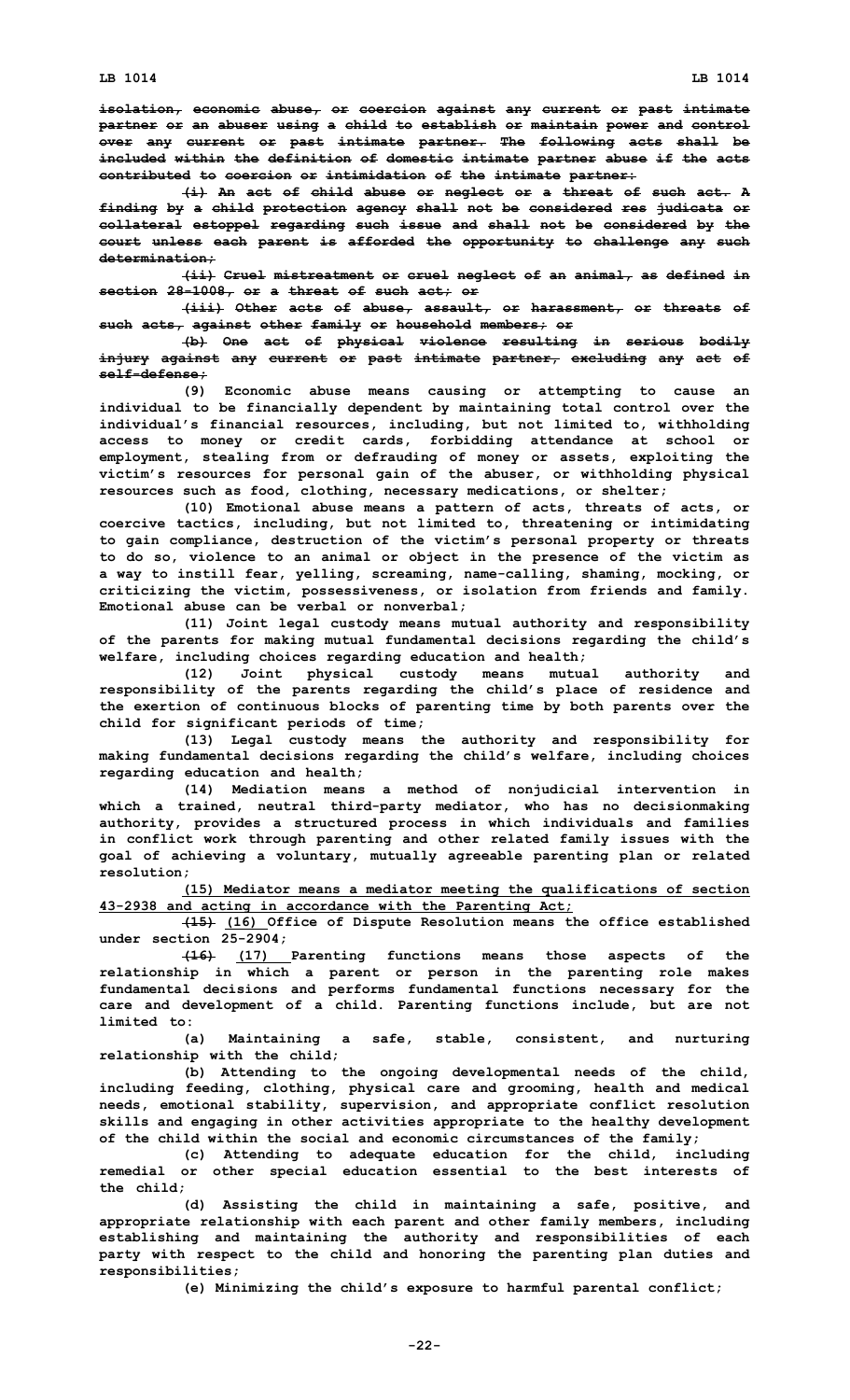~~isolation, economic abuse, or coercion against any current or past intimate partner or an abuser using a child to establish or maintain power and control over any current or past intimate partner. The following acts shall be included within the definition of domestic intimate partner abuse if the acts contributed to coercion or intimidation of the intimate partner:~~

~~(i) An act of child abuse or neglect or a threat of such act. A finding by a child protection agency shall not be considered res judicata or collateral estoppel regarding such issue and shall not be considered by the court unless each parent is afforded the opportunity to challenge any such determination;~~

~~(ii) Cruel mistreatment or cruel neglect of an animal, as defined in section 28-1008, or a threat of such act; or~~

~~(iii) Other acts of abuse, assault, or harassment, or threats of such acts, against other family or household members; or~~

~~(b) One act of physical violence resulting in serious bodily injury against any current or past intimate partner, excluding any act of self-defense;~~

(9) Economic abuse means causing or attempting to cause an individual to be financially dependent by maintaining total control over the individual's financial resources, including, but not limited to, withholding access to money or credit cards, forbidding attendance at school or employment, stealing from or defrauding of money or assets, exploiting the victim's resources for personal gain of the abuser, or withholding physical resources such as food, clothing, necessary medications, or shelter;

(10) Emotional abuse means a pattern of acts, threats of acts, or coercive tactics, including, but not limited to, threatening or intimidating to gain compliance, destruction of the victim's personal property or threats to do so, violence to an animal or object in the presence of the victim as a way to instill fear, yelling, screaming, name-calling, shaming, mocking, or criticizing the victim, possessiveness, or isolation from friends and family. Emotional abuse can be verbal or nonverbal;

(11) Joint legal custody means mutual authority and responsibility of the parents for making mutual fundamental decisions regarding the child's welfare, including choices regarding education and health;

(12) Joint physical custody means mutual authority and responsibility of the parents regarding the child's place of residence and the exertion of continuous blocks of parenting time by both parents over the child for significant periods of time;

(13) Legal custody means the authority and responsibility for making fundamental decisions regarding the child's welfare, including choices regarding education and health;

(14) Mediation means a method of nonjudicial intervention in which a trained, neutral third-party mediator, who has no decisionmaking authority, provides a structured process in which individuals and families in conflict work through parenting and other related family issues with the goal of achieving a voluntary, mutually agreeable parenting plan or related resolution;

<u>(15) Mediator means a mediator meeting the qualifications of section 43-2938 and acting in accordance with the Parenting Act;</u>

~~(15)~~ <u>(16)</u> Office of Dispute Resolution means the office established under section 25-2904;

~~(16)~~ <u>(17)</u> Parenting functions means those aspects of the relationship in which a parent or person in the parenting role makes fundamental decisions and performs fundamental functions necessary for the care and development of a child. Parenting functions include, but are not limited to:

(a) Maintaining a safe, stable, consistent, and nurturing relationship with the child;

(b) Attending to the ongoing developmental needs of the child, including feeding, clothing, physical care and grooming, health and medical needs, emotional stability, supervision, and appropriate conflict resolution skills and engaging in other activities appropriate to the healthy development of the child within the social and economic circumstances of the family;

(c) Attending to adequate education for the child, including remedial or other special education essential to the best interests of the child;

(d) Assisting the child in maintaining a safe, positive, and appropriate relationship with each parent and other family members, including establishing and maintaining the authority and responsibilities of each party with respect to the child and honoring the parenting plan duties and responsibilities;

(e) Minimizing the child's exposure to harmful parental conflict;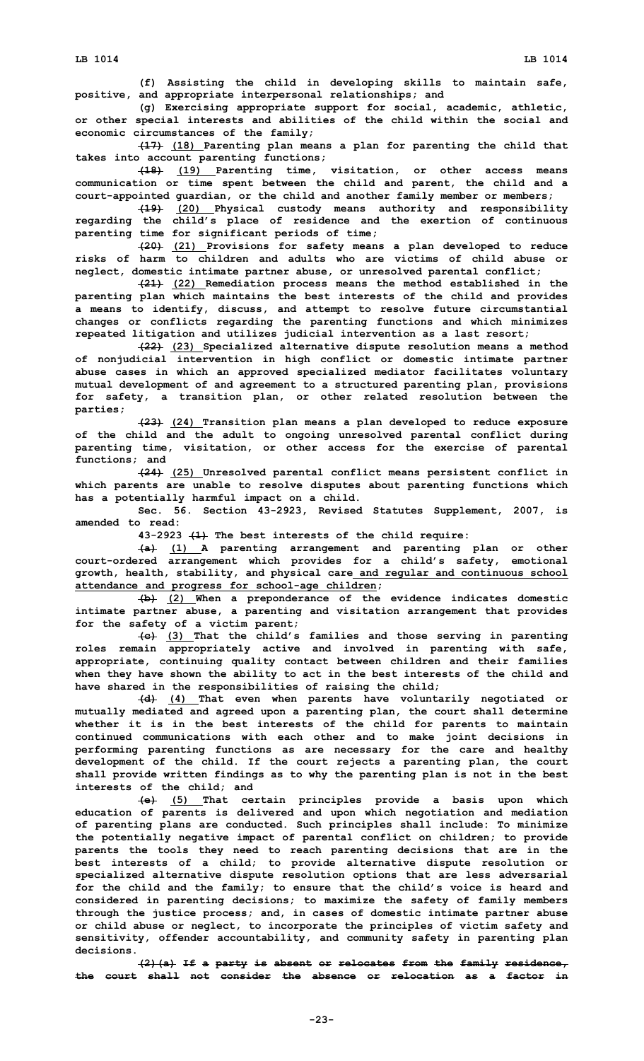(f) Assisting the child in developing skills to maintain safe, positive, and appropriate interpersonal relationships; and

(g) Exercising appropriate support for social, academic, athletic, or other special interests and abilities of the child within the social and economic circumstances of the family;

~~(17)~~ (18) Parenting plan means a plan for parenting the child that takes into account parenting functions;

~~(18)~~ (19) Parenting time, visitation, or other access means communication or time spent between the child and parent, the child and a court-appointed guardian, or the child and another family member or members;

~~(19)~~ (20) Physical custody means authority and responsibility regarding the child's place of residence and the exertion of continuous parenting time for significant periods of time;

~~(20)~~ (21) Provisions for safety means a plan developed to reduce risks of harm to children and adults who are victims of child abuse or neglect, domestic intimate partner abuse, or unresolved parental conflict;

~~(21)~~ (22) Remediation process means the method established in the parenting plan which maintains the best interests of the child and provides a means to identify, discuss, and attempt to resolve future circumstantial changes or conflicts regarding the parenting functions and which minimizes repeated litigation and utilizes judicial intervention as a last resort;

~~(22)~~ (23) Specialized alternative dispute resolution means a method of nonjudicial intervention in high conflict or domestic intimate partner abuse cases in which an approved specialized mediator facilitates voluntary mutual development of and agreement to a structured parenting plan, provisions for safety, a transition plan, or other related resolution between the parties;

~~(23)~~ (24) Transition plan means a plan developed to reduce exposure of the child and the adult to ongoing unresolved parental conflict during parenting time, visitation, or other access for the exercise of parental functions; and

~~(24)~~ (25) Unresolved parental conflict means persistent conflict in which parents are unable to resolve disputes about parenting functions which has a potentially harmful impact on a child.

Sec. 56. Section 43-2923, Revised Statutes Supplement, 2007, is amended to read:

43-2923 ~~(1)~~ The best interests of the child require:

~~(a)~~ (1) A parenting arrangement and parenting plan or other court-ordered arrangement which provides for a child's safety, emotional growth, health, stability, and physical care and regular and continuous school attendance and progress for school-age children;

~~(b)~~ (2) When a preponderance of the evidence indicates domestic intimate partner abuse, a parenting and visitation arrangement that provides for the safety of a victim parent;

~~(c)~~ (3) That the child's families and those serving in parenting roles remain appropriately active and involved in parenting with safe, appropriate, continuing quality contact between children and their families when they have shown the ability to act in the best interests of the child and have shared in the responsibilities of raising the child;

~~(d)~~ (4) That even when parents have voluntarily negotiated or mutually mediated and agreed upon a parenting plan, the court shall determine whether it is in the best interests of the child for parents to maintain continued communications with each other and to make joint decisions in performing parenting functions as are necessary for the care and healthy development of the child. If the court rejects a parenting plan, the court shall provide written findings as to why the parenting plan is not in the best interests of the child; and

~~(e)~~ (5) That certain principles provide a basis upon which education of parents is delivered and upon which negotiation and mediation of parenting plans are conducted. Such principles shall include: To minimize the potentially negative impact of parental conflict on children; to provide parents the tools they need to reach parenting decisions that are in the best interests of a child; to provide alternative dispute resolution or specialized alternative dispute resolution options that are less adversarial for the child and the family; to ensure that the child's voice is heard and considered in parenting decisions; to maximize the safety of family members through the justice process; and, in cases of domestic intimate partner abuse or child abuse or neglect, to incorporate the principles of victim safety and sensitivity, offender accountability, and community safety in parenting plan decisions.

~~(2)(a) If a party is absent or relocates from the family residence, the court shall not consider the absence or relocation as a factor in~~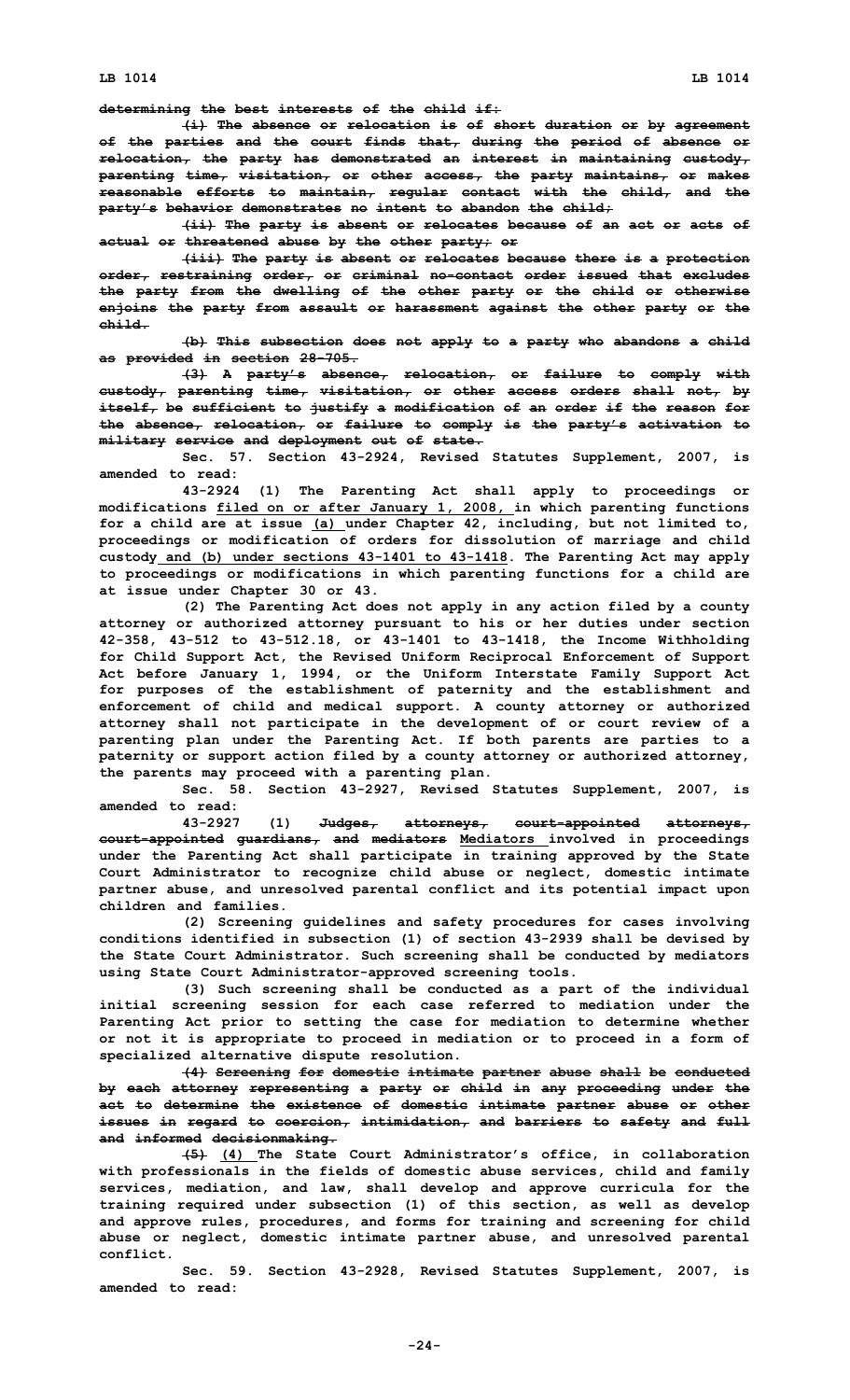determining the best interests of the child if:

(i) The absence or relocation is of short duration or by agreement of the parties and the court finds that, during the period of absence or relocation, the party has demonstrated an interest in maintaining custody, parenting time, visitation, or other access, the party maintains, or makes reasonable efforts to maintain, regular contact with the child, and the party's behavior demonstrates no intent to abandon the child;

(ii) The party is absent or relocates because of an act or acts of actual or threatened abuse by the other party; or

(iii) The party is absent or relocates because there is a protection order, restraining order, or criminal no-contact order issued that excludes the party from the dwelling of the other party or the child or otherwise enjoins the party from assault or harassment against the other party or the child.

(b) This subsection does not apply to a party who abandons a child as provided in section 28-705.

(3) A party's absence, relocation, or failure to comply with custody, parenting time, visitation, or other access orders shall not, by itself, be sufficient to justify a modification of an order if the reason for the absence, relocation, or failure to comply is the party's activation to military service and deployment out of state.

Sec. 57. Section 43-2924, Revised Statutes Supplement, 2007, is amended to read:

43-2924 (1) The Parenting Act shall apply to proceedings or modifications filed on or after January 1, 2008, in which parenting functions for a child are at issue (a) under Chapter 42, including, but not limited to, proceedings or modification of orders for dissolution of marriage and child custody and (b) under sections 43-1401 to 43-1418. The Parenting Act may apply to proceedings or modifications in which parenting functions for a child are at issue under Chapter 30 or 43.

(2) The Parenting Act does not apply in any action filed by a county attorney or authorized attorney pursuant to his or her duties under section 42-358, 43-512 to 43-512.18, or 43-1401 to 43-1418, the Income Withholding for Child Support Act, the Revised Uniform Reciprocal Enforcement of Support Act before January 1, 1994, or the Uniform Interstate Family Support Act for purposes of the establishment of paternity and the establishment and enforcement of child and medical support. A county attorney or authorized attorney shall not participate in the development of or court review of a parenting plan under the Parenting Act. If both parents are parties to a paternity or support action filed by a county attorney or authorized attorney, the parents may proceed with a parenting plan.

Sec. 58. Section 43-2927, Revised Statutes Supplement, 2007, is amended to read:

43-2927 (1) Judges, attorneys, court-appointed attorneys, court-appointed guardians, and mediators Mediators involved in proceedings under the Parenting Act shall participate in training approved by the State Court Administrator to recognize child abuse or neglect, domestic intimate partner abuse, and unresolved parental conflict and its potential impact upon children and families.

(2) Screening guidelines and safety procedures for cases involving conditions identified in subsection (1) of section 43-2939 shall be devised by the State Court Administrator. Such screening shall be conducted by mediators using State Court Administrator-approved screening tools.

(3) Such screening shall be conducted as a part of the individual initial screening session for each case referred to mediation under the Parenting Act prior to setting the case for mediation to determine whether or not it is appropriate to proceed in mediation or to proceed in a form of specialized alternative dispute resolution.

(4) Screening for domestic intimate partner abuse shall be conducted by each attorney representing a party or child in any proceeding under the act to determine the existence of domestic intimate partner abuse or other issues in regard to coercion, intimidation, and barriers to safety and full and informed decisionmaking.

(5) (4) The State Court Administrator's office, in collaboration with professionals in the fields of domestic abuse services, child and family services, mediation, and law, shall develop and approve curricula for the training required under subsection (1) of this section, as well as develop and approve rules, procedures, and forms for training and screening for child abuse or neglect, domestic intimate partner abuse, and unresolved parental conflict.

Sec. 59. Section 43-2928, Revised Statutes Supplement, 2007, is amended to read: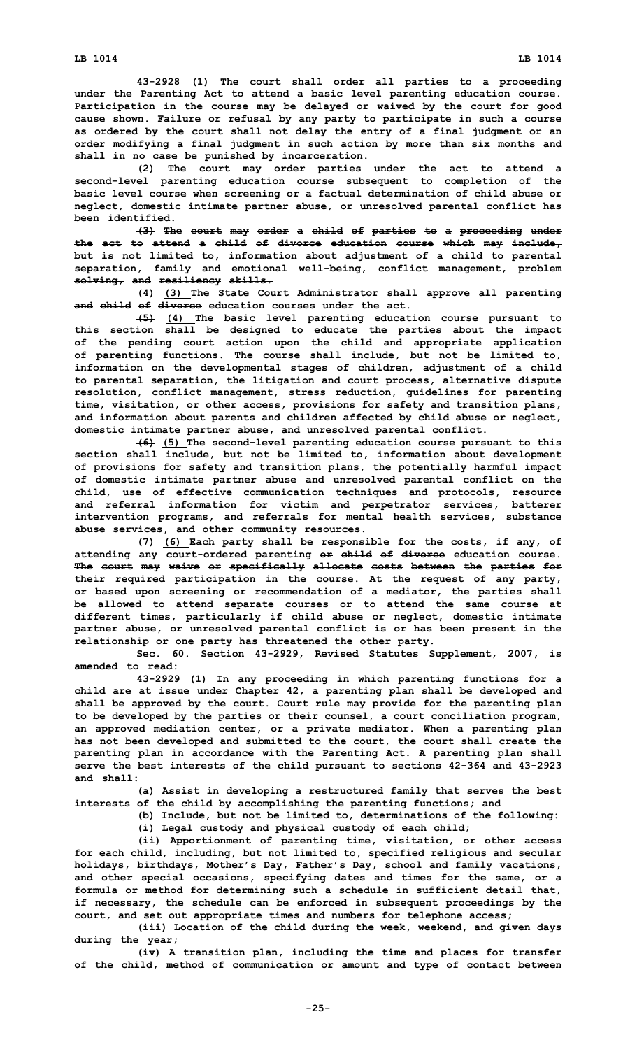**43-2928 (1) The court shall order all parties to a proceeding under the Parenting Act to attend a basic level parenting education course. Participation in the course may be delayed or waived by the court for good cause shown. Failure or refusal by any party to participate in such a course as ordered by the court shall not delay the entry of a final judgment or an order modifying a final judgment in such action by more than six months and shall in no case be punished by incarceration.**

**(2) The court may order parties under the act to attend a second-level parenting education course subsequent to completion of the basic level course when screening or a factual determination of child abuse or neglect, domestic intimate partner abuse, or unresolved parental conflict has been identified.**

**~~(3) The court may order a child of parties to a proceeding under the act to attend a child of divorce education course which may include, but is not limited to, information about adjustment of a child to parental separation, family and emotional well-being, conflict management, problem solving, and resiliency skills.~~**

**~~(4)~~ (3) The State Court Administrator shall approve all parenting ~~and child of divorce~~ education courses under the act.**

**~~(5)~~ (4) The basic level parenting education course pursuant to this section shall be designed to educate the parties about the impact of the pending court action upon the child and appropriate application of parenting functions. The course shall include, but not be limited to, information on the developmental stages of children, adjustment of a child to parental separation, the litigation and court process, alternative dispute resolution, conflict management, stress reduction, guidelines for parenting time, visitation, or other access, provisions for safety and transition plans, and information about parents and children affected by child abuse or neglect, domestic intimate partner abuse, and unresolved parental conflict.**

**~~(6)~~ (5) The second-level parenting education course pursuant to this section shall include, but not be limited to, information about development of provisions for safety and transition plans, the potentially harmful impact of domestic intimate partner abuse and unresolved parental conflict on the child, use of effective communication techniques and protocols, resource and referral information for victim and perpetrator services, batterer intervention programs, and referrals for mental health services, substance abuse services, and other community resources.**

**~~(7)~~ (6) Each party shall be responsible for the costs, if any, of attending any court-ordered parenting ~~or child of divorce~~ education course. ~~The court may waive or specifically allocate costs between the parties for their required participation in the course.~~ At the request of any party, or based upon screening or recommendation of a mediator, the parties shall be allowed to attend separate courses or to attend the same course at different times, particularly if child abuse or neglect, domestic intimate partner abuse, or unresolved parental conflict is or has been present in the relationship or one party has threatened the other party.**

**Sec. 60. Section 43-2929, Revised Statutes Supplement, 2007, is amended to read:**

**43-2929 (1) In any proceeding in which parenting functions for a child are at issue under Chapter 42, a parenting plan shall be developed and shall be approved by the court. Court rule may provide for the parenting plan to be developed by the parties or their counsel, a court conciliation program, an approved mediation center, or a private mediator. When a parenting plan has not been developed and submitted to the court, the court shall create the parenting plan in accordance with the Parenting Act. A parenting plan shall serve the best interests of the child pursuant to sections 42-364 and 43-2923 and shall:**

**(a) Assist in developing a restructured family that serves the best interests of the child by accomplishing the parenting functions; and**

**(b) Include, but not be limited to, determinations of the following:**

**(i) Legal custody and physical custody of each child;**

**(ii) Apportionment of parenting time, visitation, or other access for each child, including, but not limited to, specified religious and secular holidays, birthdays, Mother's Day, Father's Day, school and family vacations, and other special occasions, specifying dates and times for the same, or a formula or method for determining such a schedule in sufficient detail that, if necessary, the schedule can be enforced in subsequent proceedings by the court, and set out appropriate times and numbers for telephone access;**

**(iii) Location of the child during the week, weekend, and given days during the year;**

**(iv) A transition plan, including the time and places for transfer of the child, method of communication or amount and type of contact between**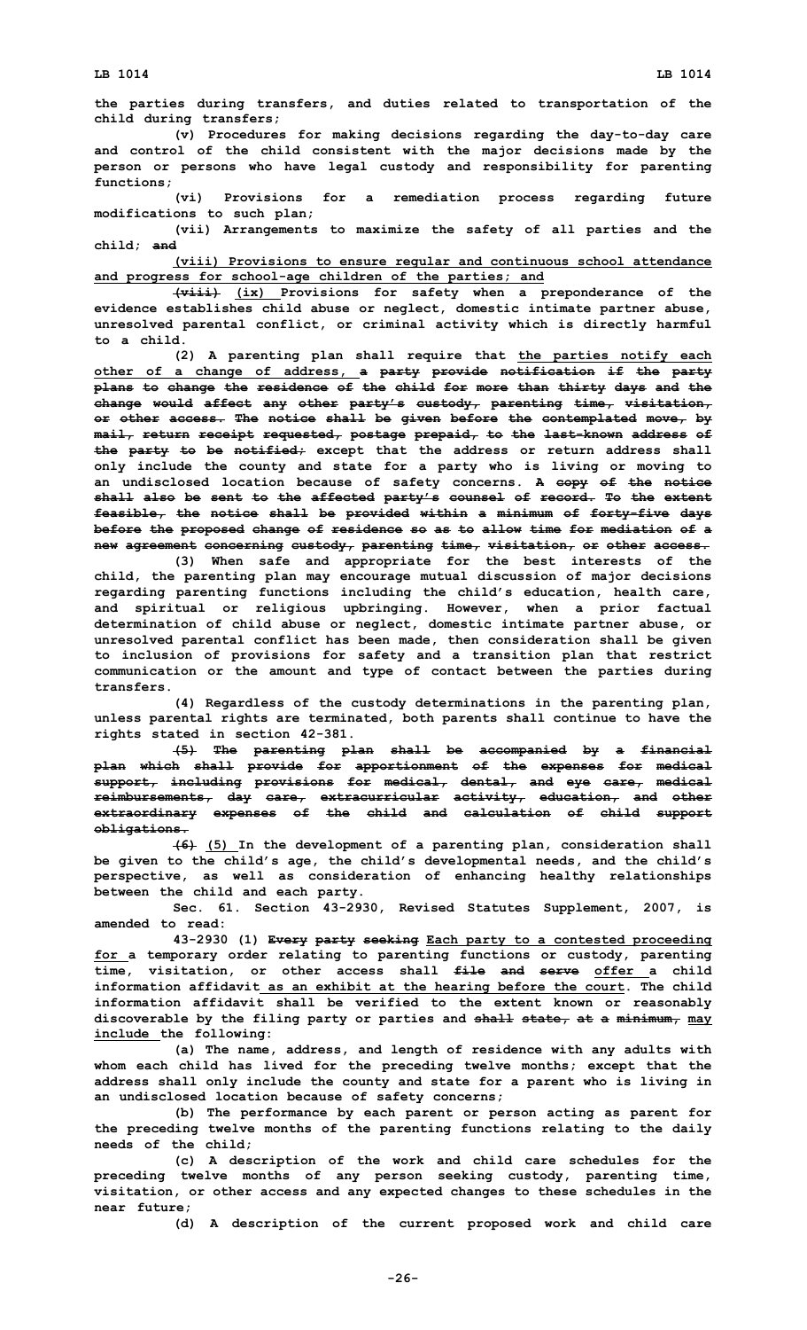the parties during transfers, and duties related to transportation of the child during transfers;

(v) Procedures for making decisions regarding the day-to-day care and control of the child consistent with the major decisions made by the person or persons who have legal custody and responsibility for parenting functions;

(vi) Provisions for a remediation process regarding future modifications to such plan;

(vii) Arrangements to maximize the safety of all parties and the child; ~~and~~

<u>(viii) Provisions to ensure regular and continuous school attendance and progress for school-age children of the parties; and</u>

~~(viii)~~ <u>(ix)</u> Provisions for safety when a preponderance of the evidence establishes child abuse or neglect, domestic intimate partner abuse, unresolved parental conflict, or criminal activity which is directly harmful to a child.

(2) A parenting plan shall require that <u>the parties notify each other of a change of address,</u> ~~a party provide notification if the party plans to change the residence of the child for more than thirty days and the change would affect any other party's custody, parenting time, visitation, or other access. The notice shall be given before the contemplated move, by mail, return receipt requested, postage prepaid, to the last-known address of the party to be notified;~~ except that the address or return address shall only include the county and state for a party who is living or moving to an undisclosed location because of safety concerns. ~~A copy of the notice shall also be sent to the affected party's counsel of record. To the extent feasible, the notice shall be provided within a minimum of forty-five days before the proposed change of residence so as to allow time for mediation of a new agreement concerning custody, parenting time, visitation, or other access.~~

(3) When safe and appropriate for the best interests of the child, the parenting plan may encourage mutual discussion of major decisions regarding parenting functions including the child's education, health care, and spiritual or religious upbringing. However, when a prior factual determination of child abuse or neglect, domestic intimate partner abuse, or unresolved parental conflict has been made, then consideration shall be given to inclusion of provisions for safety and a transition plan that restrict communication or the amount and type of contact between the parties during transfers.

(4) Regardless of the custody determinations in the parenting plan, unless parental rights are terminated, both parents shall continue to have the rights stated in section 42-381.

~~(5) The parenting plan shall be accompanied by a financial plan which shall provide for apportionment of the expenses for medical support, including provisions for medical, dental, and eye care, medical reimbursements, day care, extracurricular activity, education, and other extraordinary expenses of the child and calculation of child support obligations.~~

~~(6)~~ <u>(5)</u> In the development of a parenting plan, consideration shall be given to the child's age, the child's developmental needs, and the child's perspective, as well as consideration of enhancing healthy relationships between the child and each party.

Sec. 61. Section 43-2930, Revised Statutes Supplement, 2007, is amended to read:

43-2930 (1) ~~Every party seeking~~ <u>Each party to a contested proceeding for</u> a temporary order relating to parenting functions or custody, parenting time, visitation, or other access shall ~~file and serve~~ <u>offer</u> a child information affidavit <u>as an exhibit at the hearing before the court</u>. The child information affidavit shall be verified to the extent known or reasonably discoverable by the filing party or parties and ~~shall state, at a minimum,~~ <u>may include</u> the following:

(a) The name, address, and length of residence with any adults with whom each child has lived for the preceding twelve months; except that the address shall only include the county and state for a parent who is living in an undisclosed location because of safety concerns;

(b) The performance by each parent or person acting as parent for the preceding twelve months of the parenting functions relating to the daily needs of the child;

(c) A description of the work and child care schedules for the preceding twelve months of any person seeking custody, parenting time, visitation, or other access and any expected changes to these schedules in the near future;

(d) A description of the current proposed work and child care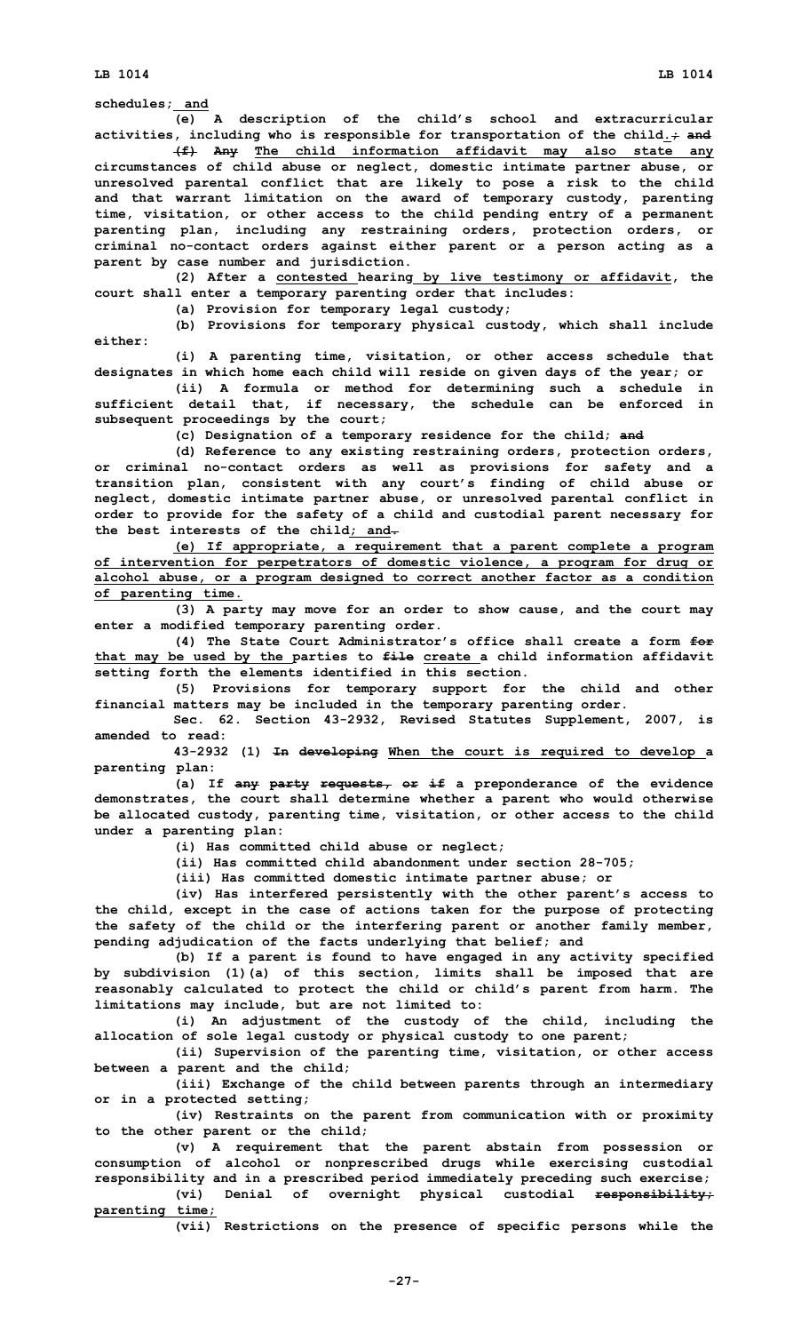schedules; and

(e) A description of the child's school and extracurricular activities, including who is responsible for transportation of the child.; and

(f) Any The child information affidavit may also state any circumstances of child abuse or neglect, domestic intimate partner abuse, or unresolved parental conflict that are likely to pose a risk to the child and that warrant limitation on the award of temporary custody, parenting time, visitation, or other access to the child pending entry of a permanent parenting plan, including any restraining orders, protection orders, or criminal no-contact orders against either parent or a person acting as a parent by case number and jurisdiction.

(2) After a contested hearing by live testimony or affidavit, the court shall enter a temporary parenting order that includes:

(a) Provision for temporary legal custody;

(b) Provisions for temporary physical custody, which shall include either:

(i) A parenting time, visitation, or other access schedule that designates in which home each child will reside on given days of the year; or

(ii) A formula or method for determining such a schedule in sufficient detail that, if necessary, the schedule can be enforced in subsequent proceedings by the court;

(c) Designation of a temporary residence for the child; and

(d) Reference to any existing restraining orders, protection orders, or criminal no-contact orders as well as provisions for safety and a transition plan, consistent with any court's finding of child abuse or neglect, domestic intimate partner abuse, or unresolved parental conflict in order to provide for the safety of a child and custodial parent necessary for the best interests of the child; and.

(e) If appropriate, a requirement that a parent complete a program of intervention for perpetrators of domestic violence, a program for drug or alcohol abuse, or a program designed to correct another factor as a condition of parenting time.

(3) A party may move for an order to show cause, and the court may enter a modified temporary parenting order.

(4) The State Court Administrator's office shall create a form for that may be used by the parties to file create a child information affidavit setting forth the elements identified in this section.

(5) Provisions for temporary support for the child and other financial matters may be included in the temporary parenting order.

Sec. 62. Section 43-2932, Revised Statutes Supplement, 2007, is amended to read:

43-2932 (1) In developing When the court is required to develop a parenting plan:

(a) If any party requests, or if a preponderance of the evidence demonstrates, the court shall determine whether a parent who would otherwise be allocated custody, parenting time, visitation, or other access to the child under a parenting plan:

(i) Has committed child abuse or neglect;

(ii) Has committed child abandonment under section 28-705;

(iii) Has committed domestic intimate partner abuse; or

(iv) Has interfered persistently with the other parent's access to the child, except in the case of actions taken for the purpose of protecting the safety of the child or the interfering parent or another family member, pending adjudication of the facts underlying that belief; and

(b) If a parent is found to have engaged in any activity specified by subdivision (1)(a) of this section, limits shall be imposed that are reasonably calculated to protect the child or child's parent from harm. The limitations may include, but are not limited to:

(i) An adjustment of the custody of the child, including the allocation of sole legal custody or physical custody to one parent;

(ii) Supervision of the parenting time, visitation, or other access between a parent and the child;

(iii) Exchange of the child between parents through an intermediary or in a protected setting;

(iv) Restraints on the parent from communication with or proximity to the other parent or the child;

(v) A requirement that the parent abstain from possession or consumption of alcohol or nonprescribed drugs while exercising custodial responsibility and in a prescribed period immediately preceding such exercise;

(vi) Denial of overnight physical custodial responsibility; parenting time;

(vii) Restrictions on the presence of specific persons while the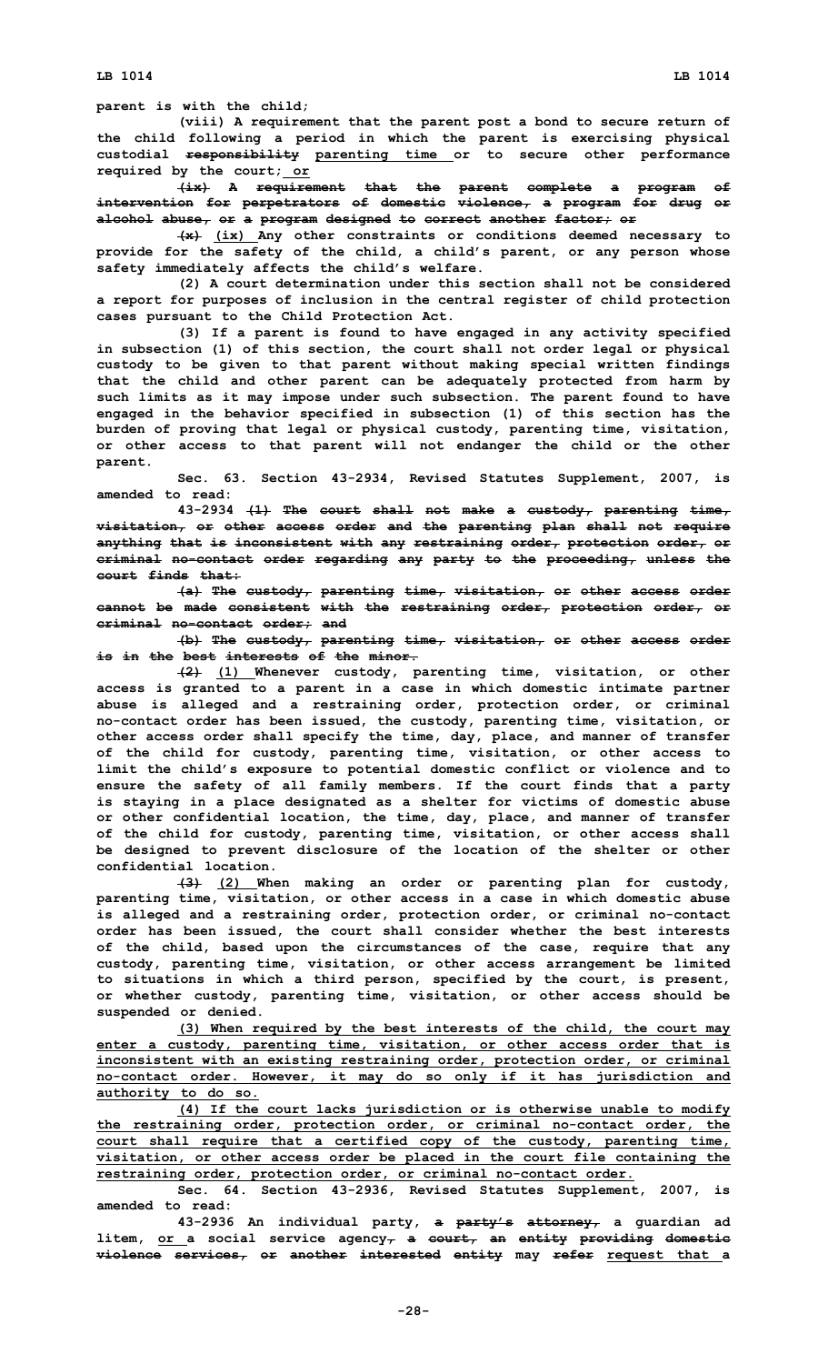parent is with the child;

(viii) A requirement that the parent post a bond to secure return of the child following a period in which the parent is exercising physical custodial ~~responsibility~~ parenting time or to secure other performance required by the court; or

~~(ix) A requirement that the parent complete a program of intervention for perpetrators of domestic violence, a program for drug or alcohol abuse, or a program designed to correct another factor; or~~

~~(x)~~ (ix) Any other constraints or conditions deemed necessary to provide for the safety of the child, a child's parent, or any person whose safety immediately affects the child's welfare.

(2) A court determination under this section shall not be considered a report for purposes of inclusion in the central register of child protection cases pursuant to the Child Protection Act.

(3) If a parent is found to have engaged in any activity specified in subsection (1) of this section, the court shall not order legal or physical custody to be given to that parent without making special written findings that the child and other parent can be adequately protected from harm by such limits as it may impose under such subsection. The parent found to have engaged in the behavior specified in subsection (1) of this section has the burden of proving that legal or physical custody, parenting time, visitation, or other access to that parent will not endanger the child or the other parent.

Sec. 63. Section 43-2934, Revised Statutes Supplement, 2007, is amended to read:

43-2934 ~~(1) The court shall not make a custody, parenting time, visitation, or other access order and the parenting plan shall not require anything that is inconsistent with any restraining order, protection order, or criminal no-contact order regarding any party to the proceeding, unless the court finds that:~~

~~(a) The custody, parenting time, visitation, or other access order cannot be made consistent with the restraining order, protection order, or criminal no-contact order; and~~

~~(b) The custody, parenting time, visitation, or other access order is in the best interests of the minor.~~

~~(2)~~ (1) Whenever custody, parenting time, visitation, or other access is granted to a parent in a case in which domestic intimate partner abuse is alleged and a restraining order, protection order, or criminal no-contact order has been issued, the custody, parenting time, visitation, or other access order shall specify the time, day, place, and manner of transfer of the child for custody, parenting time, visitation, or other access to limit the child's exposure to potential domestic conflict or violence and to ensure the safety of all family members. If the court finds that a party is staying in a place designated as a shelter for victims of domestic abuse or other confidential location, the time, day, place, and manner of transfer of the child for custody, parenting time, visitation, or other access shall be designed to prevent disclosure of the location of the shelter or other confidential location.

~~(3)~~ (2) When making an order or parenting plan for custody, parenting time, visitation, or other access in a case in which domestic abuse is alleged and a restraining order, protection order, or criminal no-contact order has been issued, the court shall consider whether the best interests of the child, based upon the circumstances of the case, require that any custody, parenting time, visitation, or other access arrangement be limited to situations in which a third person, specified by the court, is present, or whether custody, parenting time, visitation, or other access should be suspended or denied.

(3) When required by the best interests of the child, the court may enter a custody, parenting time, visitation, or other access order that is inconsistent with an existing restraining order, protection order, or criminal no-contact order. However, it may do so only if it has jurisdiction and authority to do so.

(4) If the court lacks jurisdiction or is otherwise unable to modify the restraining order, protection order, or criminal no-contact order, the court shall require that a certified copy of the custody, parenting time, visitation, or other access order be placed in the court file containing the restraining order, protection order, or criminal no-contact order.

Sec. 64. Section 43-2936, Revised Statutes Supplement, 2007, is amended to read:

43-2936 An individual party, ~~a party's attorney,~~ a guardian ad litem, or a social service agency~~, a court, an entity providing domestic violence services, or another interested entity~~ may ~~refer~~ request that a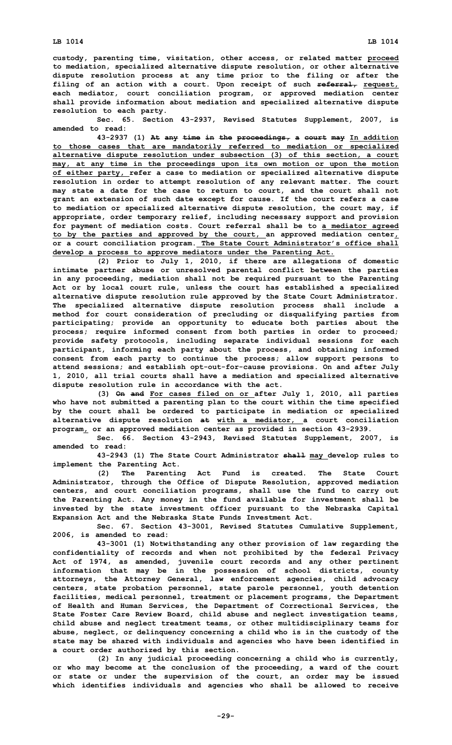**custody, parenting time, visitation, other access, or related matter proceed to mediation, specialized alternative dispute resolution, or other alternative dispute resolution process at any time prior to the filing or after the filing of an action with a court. Upon receipt of such ~~referral,~~ request, each mediator, court conciliation program, or approved mediation center shall provide information about mediation and specialized alternative dispute resolution to each party.**

**Sec. 65. Section 43-2937, Revised Statutes Supplement, 2007, is amended to read:**

**43-2937 (1) ~~At any time in the proceedings, a court may~~ In addition to those cases that are mandatorily referred to mediation or specialized alternative dispute resolution under subsection (3) of this section, a court may, at any time in the proceedings upon its own motion or upon the motion of either party, refer a case to mediation or specialized alternative dispute resolution in order to attempt resolution of any relevant matter. The court may state a date for the case to return to court, and the court shall not grant an extension of such date except for cause. If the court refers a case to mediation or specialized alternative dispute resolution, the court may, if appropriate, order temporary relief, including necessary support and provision for payment of mediation costs. Court referral shall be to a mediator agreed to by the parties and approved by the court, an approved mediation center, or a court conciliation program. The State Court Administrator's office shall develop a process to approve mediators under the Parenting Act.**

**(2) Prior to July 1, 2010, if there are allegations of domestic intimate partner abuse or unresolved parental conflict between the parties in any proceeding, mediation shall not be required pursuant to the Parenting Act or by local court rule, unless the court has established a specialized alternative dispute resolution rule approved by the State Court Administrator. The specialized alternative dispute resolution process shall include a method for court consideration of precluding or disqualifying parties from participating; provide an opportunity to educate both parties about the process; require informed consent from both parties in order to proceed; provide safety protocols, including separate individual sessions for each participant, informing each party about the process, and obtaining informed consent from each party to continue the process; allow support persons to attend sessions; and establish opt-out-for-cause provisions. On and after July 1, 2010, all trial courts shall have a mediation and specialized alternative dispute resolution rule in accordance with the act.**

**(3) ~~On and~~ For cases filed on or after July 1, 2010, all parties who have not submitted a parenting plan to the court within the time specified by the court shall be ordered to participate in mediation or specialized alternative dispute resolution ~~at~~ with a mediator, a court conciliation program, or an approved mediation center as provided in section 43-2939.**

**Sec. 66. Section 43-2943, Revised Statutes Supplement, 2007, is amended to read:**

**43-2943 (1) The State Court Administrator ~~shall~~ may develop rules to implement the Parenting Act.**

**(2) The Parenting Act Fund is created. The State Court Administrator, through the Office of Dispute Resolution, approved mediation centers, and court conciliation programs, shall use the fund to carry out the Parenting Act. Any money in the fund available for investment shall be invested by the state investment officer pursuant to the Nebraska Capital Expansion Act and the Nebraska State Funds Investment Act.**

**Sec. 67. Section 43-3001, Revised Statutes Cumulative Supplement, 2006, is amended to read:**

**43-3001 (1) Notwithstanding any other provision of law regarding the confidentiality of records and when not prohibited by the federal Privacy Act of 1974, as amended, juvenile court records and any other pertinent information that may be in the possession of school districts, county attorneys, the Attorney General, law enforcement agencies, child advocacy centers, state probation personnel, state parole personnel, youth detention facilities, medical personnel, treatment or placement programs, the Department of Health and Human Services, the Department of Correctional Services, the State Foster Care Review Board, child abuse and neglect investigation teams, child abuse and neglect treatment teams, or other multidisciplinary teams for abuse, neglect, or delinquency concerning a child who is in the custody of the state may be shared with individuals and agencies who have been identified in a court order authorized by this section.**

**(2) In any judicial proceeding concerning a child who is currently, or who may become at the conclusion of the proceeding, a ward of the court or state or under the supervision of the court, an order may be issued which identifies individuals and agencies who shall be allowed to receive**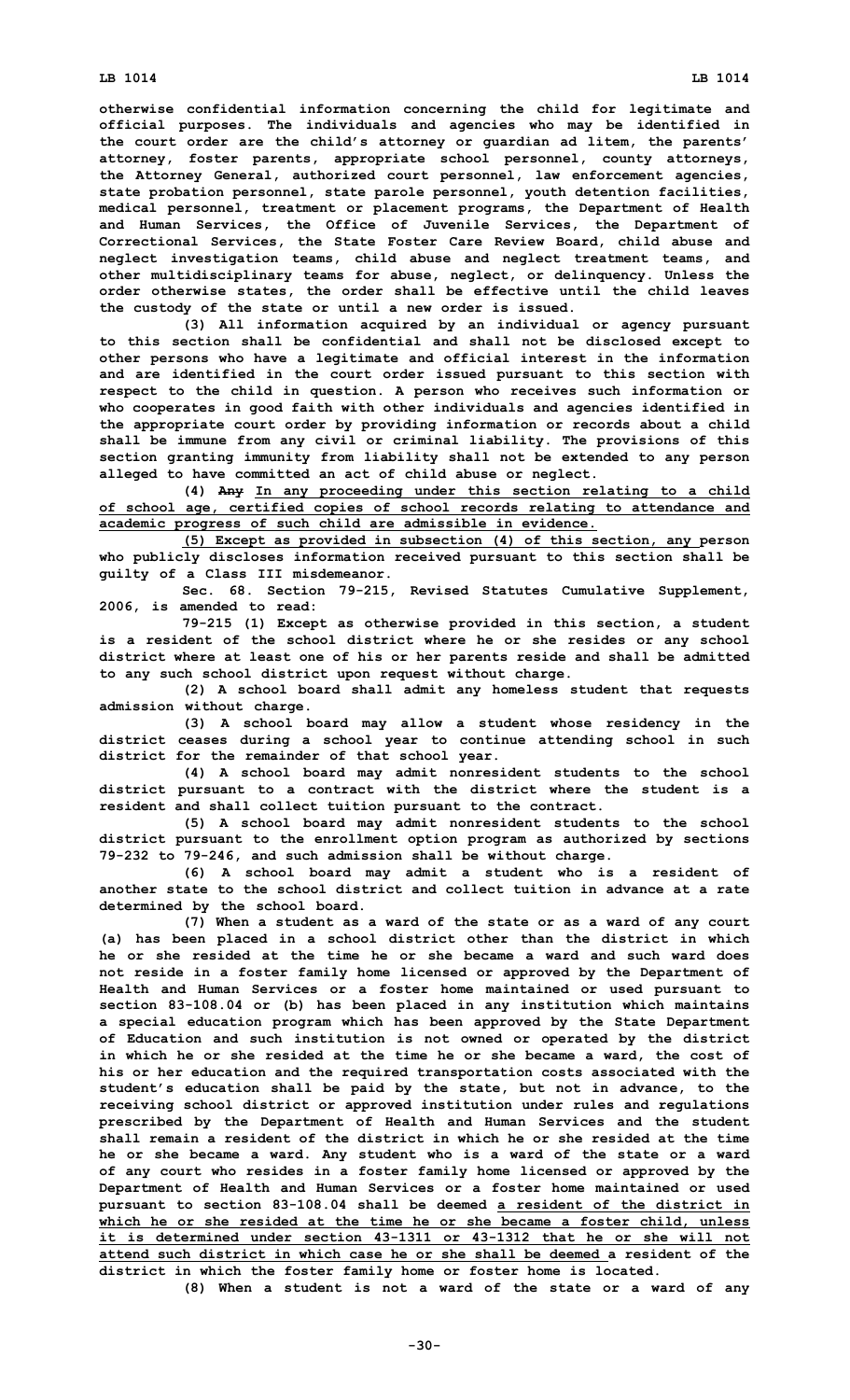**otherwise confidential information concerning the child for legitimate and official purposes. The individuals and agencies who may be identified in the court order are the child's attorney or guardian ad litem, the parents' attorney, foster parents, appropriate school personnel, county attorneys, the Attorney General, authorized court personnel, law enforcement agencies, state probation personnel, state parole personnel, youth detention facilities, medical personnel, treatment or placement programs, the Department of Health and Human Services, the Office of Juvenile Services, the Department of Correctional Services, the State Foster Care Review Board, child abuse and neglect investigation teams, child abuse and neglect treatment teams, and other multidisciplinary teams for abuse, neglect, or delinquency. Unless the order otherwise states, the order shall be effective until the child leaves the custody of the state or until a new order is issued.**

**(3) All information acquired by an individual or agency pursuant to this section shall be confidential and shall not be disclosed except to other persons who have a legitimate and official interest in the information and are identified in the court order issued pursuant to this section with respect to the child in question. A person who receives such information or who cooperates in good faith with other individuals and agencies identified in the appropriate court order by providing information or records about a child shall be immune from any civil or criminal liability. The provisions of this section granting immunity from liability shall not be extended to any person alleged to have committed an act of child abuse or neglect.**

**(4) ~~Any~~ <u>In any proceeding under this section relating to a child of school age, certified copies of school records relating to attendance and academic progress of such child are admissible in evidence.</u>**

**<u>(5) Except as provided in subsection (4) of this section, any</u> person who publicly discloses information received pursuant to this section shall be guilty of a Class III misdemeanor.**

**Sec. 68. Section 79-215, Revised Statutes Cumulative Supplement, 2006, is amended to read:**

**79-215 (1) Except as otherwise provided in this section, a student is a resident of the school district where he or she resides or any school district where at least one of his or her parents reside and shall be admitted to any such school district upon request without charge.**

**(2) A school board shall admit any homeless student that requests admission without charge.**

**(3) A school board may allow a student whose residency in the district ceases during a school year to continue attending school in such district for the remainder of that school year.**

**(4) A school board may admit nonresident students to the school district pursuant to a contract with the district where the student is a resident and shall collect tuition pursuant to the contract.**

**(5) A school board may admit nonresident students to the school district pursuant to the enrollment option program as authorized by sections 79-232 to 79-246, and such admission shall be without charge.**

**(6) A school board may admit a student who is a resident of another state to the school district and collect tuition in advance at a rate determined by the school board.**

**(7) When a student as a ward of the state or as a ward of any court (a) has been placed in a school district other than the district in which he or she resided at the time he or she became a ward and such ward does not reside in a foster family home licensed or approved by the Department of Health and Human Services or a foster home maintained or used pursuant to section 83-108.04 or (b) has been placed in any institution which maintains a special education program which has been approved by the State Department of Education and such institution is not owned or operated by the district in which he or she resided at the time he or she became a ward, the cost of his or her education and the required transportation costs associated with the student's education shall be paid by the state, but not in advance, to the receiving school district or approved institution under rules and regulations prescribed by the Department of Health and Human Services and the student shall remain a resident of the district in which he or she resided at the time he or she became a ward. Any student who is a ward of the state or a ward of any court who resides in a foster family home licensed or approved by the Department of Health and Human Services or a foster home maintained or used pursuant to section 83-108.04 shall be deemed <u>a resident of the district in which he or she resided at the time he or she became a foster child, unless it is determined under section 43-1311 or 43-1312 that he or she will not attend such district in which case he or she shall be deemed</u> a resident of the district in which the foster family home or foster home is located.**

**(8) When a student is not a ward of the state or a ward of any**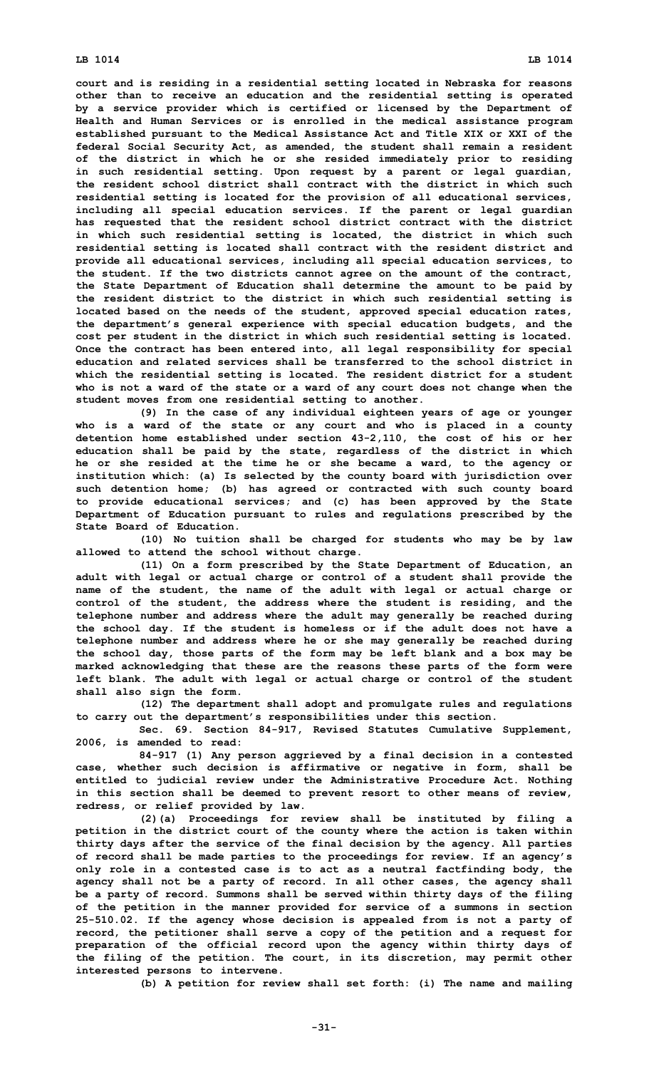court and is residing in a residential setting located in Nebraska for reasons other than to receive an education and the residential setting is operated by a service provider which is certified or licensed by the Department of Health and Human Services or is enrolled in the medical assistance program established pursuant to the Medical Assistance Act and Title XIX or XXI of the federal Social Security Act, as amended, the student shall remain a resident of the district in which he or she resided immediately prior to residing in such residential setting. Upon request by a parent or legal guardian, the resident school district shall contract with the district in which such residential setting is located for the provision of all educational services, including all special education services. If the parent or legal guardian has requested that the resident school district contract with the district in which such residential setting is located, the district in which such residential setting is located shall contract with the resident district and provide all educational services, including all special education services, to the student. If the two districts cannot agree on the amount of the contract, the State Department of Education shall determine the amount to be paid by the resident district to the district in which such residential setting is located based on the needs of the student, approved special education rates, the department's general experience with special education budgets, and the cost per student in the district in which such residential setting is located. Once the contract has been entered into, all legal responsibility for special education and related services shall be transferred to the school district in which the residential setting is located. The resident district for a student who is not a ward of the state or a ward of any court does not change when the student moves from one residential setting to another.

(9) In the case of any individual eighteen years of age or younger who is a ward of the state or any court and who is placed in a county detention home established under section 43-2,110, the cost of his or her education shall be paid by the state, regardless of the district in which he or she resided at the time he or she became a ward, to the agency or institution which: (a) Is selected by the county board with jurisdiction over such detention home; (b) has agreed or contracted with such county board to provide educational services; and (c) has been approved by the State Department of Education pursuant to rules and regulations prescribed by the State Board of Education.

(10) No tuition shall be charged for students who may be by law allowed to attend the school without charge.

(11) On a form prescribed by the State Department of Education, an adult with legal or actual charge or control of a student shall provide the name of the student, the name of the adult with legal or actual charge or control of the student, the address where the student is residing, and the telephone number and address where the adult may generally be reached during the school day. If the student is homeless or if the adult does not have a telephone number and address where he or she may generally be reached during the school day, those parts of the form may be left blank and a box may be marked acknowledging that these are the reasons these parts of the form were left blank. The adult with legal or actual charge or control of the student shall also sign the form.

(12) The department shall adopt and promulgate rules and regulations to carry out the department's responsibilities under this section.

Sec. 69. Section 84-917, Revised Statutes Cumulative Supplement, 2006, is amended to read:

84-917 (1) Any person aggrieved by a final decision in a contested case, whether such decision is affirmative or negative in form, shall be entitled to judicial review under the Administrative Procedure Act. Nothing in this section shall be deemed to prevent resort to other means of review, redress, or relief provided by law.

(2)(a) Proceedings for review shall be instituted by filing a petition in the district court of the county where the action is taken within thirty days after the service of the final decision by the agency. All parties of record shall be made parties to the proceedings for review. If an agency's only role in a contested case is to act as a neutral factfinding body, the agency shall not be a party of record. In all other cases, the agency shall be a party of record. Summons shall be served within thirty days of the filing of the petition in the manner provided for service of a summons in section 25-510.02. If the agency whose decision is appealed from is not a party of record, the petitioner shall serve a copy of the petition and a request for preparation of the official record upon the agency within thirty days of the filing of the petition. The court, in its discretion, may permit other interested persons to intervene.

(b) A petition for review shall set forth: (i) The name and mailing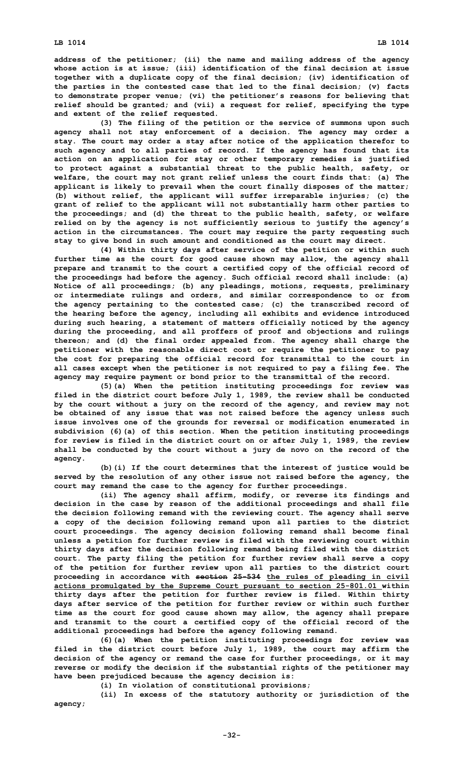address of the petitioner; (ii) the name and mailing address of the agency whose action is at issue; (iii) identification of the final decision at issue together with a duplicate copy of the final decision; (iv) identification of the parties in the contested case that led to the final decision; (v) facts to demonstrate proper venue; (vi) the petitioner's reasons for believing that relief should be granted; and (vii) a request for relief, specifying the type and extent of the relief requested.

(3) The filing of the petition or the service of summons upon such agency shall not stay enforcement of a decision. The agency may order a stay. The court may order a stay after notice of the application therefor to such agency and to all parties of record. If the agency has found that its action on an application for stay or other temporary remedies is justified to protect against a substantial threat to the public health, safety, or welfare, the court may not grant relief unless the court finds that: (a) The applicant is likely to prevail when the court finally disposes of the matter; (b) without relief, the applicant will suffer irreparable injuries; (c) the grant of relief to the applicant will not substantially harm other parties to the proceedings; and (d) the threat to the public health, safety, or welfare relied on by the agency is not sufficiently serious to justify the agency's action in the circumstances. The court may require the party requesting such stay to give bond in such amount and conditioned as the court may direct.

(4) Within thirty days after service of the petition or within such further time as the court for good cause shown may allow, the agency shall prepare and transmit to the court a certified copy of the official record of the proceedings had before the agency. Such official record shall include: (a) Notice of all proceedings; (b) any pleadings, motions, requests, preliminary or intermediate rulings and orders, and similar correspondence to or from the agency pertaining to the contested case; (c) the transcribed record of the hearing before the agency, including all exhibits and evidence introduced during such hearing, a statement of matters officially noticed by the agency during the proceeding, and all proffers of proof and objections and rulings thereon; and (d) the final order appealed from. The agency shall charge the petitioner with the reasonable direct cost or require the petitioner to pay the cost for preparing the official record for transmittal to the court in all cases except when the petitioner is not required to pay a filing fee. The agency may require payment or bond prior to the transmittal of the record.

(5)(a) When the petition instituting proceedings for review was filed in the district court before July 1, 1989, the review shall be conducted by the court without a jury on the record of the agency, and review may not be obtained of any issue that was not raised before the agency unless such issue involves one of the grounds for reversal or modification enumerated in subdivision (6)(a) of this section. When the petition instituting proceedings for review is filed in the district court on or after July 1, 1989, the review shall be conducted by the court without a jury de novo on the record of the agency.

(b)(i) If the court determines that the interest of justice would be served by the resolution of any other issue not raised before the agency, the court may remand the case to the agency for further proceedings.

(ii) The agency shall affirm, modify, or reverse its findings and decision in the case by reason of the additional proceedings and shall file the decision following remand with the reviewing court. The agency shall serve a copy of the decision following remand upon all parties to the district court proceedings. The agency decision following remand shall become final unless a petition for further review is filed with the reviewing court within thirty days after the decision following remand being filed with the district court. The party filing the petition for further review shall serve a copy of the petition for further review upon all parties to the district court proceeding in accordance with ~~section 25-534~~ <u>the rules of pleading in civil actions promulgated by the Supreme Court pursuant to section 25-801.01</u> within thirty days after the petition for further review is filed. Within thirty days after service of the petition for further review or within such further time as the court for good cause shown may allow, the agency shall prepare and transmit to the court a certified copy of the official record of the additional proceedings had before the agency following remand.

(6)(a) When the petition instituting proceedings for review was filed in the district court before July 1, 1989, the court may affirm the decision of the agency or remand the case for further proceedings, or it may reverse or modify the decision if the substantial rights of the petitioner may have been prejudiced because the agency decision is:

(i) In violation of constitutional provisions;

(ii) In excess of the statutory authority or jurisdiction of the agency;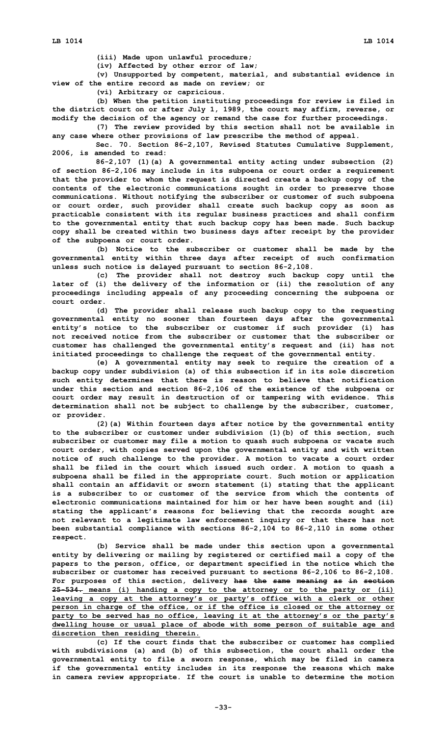(iii) Made upon unlawful procedure;

(iv) Affected by other error of law;

(v) Unsupported by competent, material, and substantial evidence in view of the entire record as made on review; or

(vi) Arbitrary or capricious.

(b) When the petition instituting proceedings for review is filed in the district court on or after July 1, 1989, the court may affirm, reverse, or modify the decision of the agency or remand the case for further proceedings.

(7) The review provided by this section shall not be available in any case where other provisions of law prescribe the method of appeal.

Sec. 70. Section 86-2,107, Revised Statutes Cumulative Supplement, 2006, is amended to read:

86-2,107 (1)(a) A governmental entity acting under subsection (2) of section 86-2,106 may include in its subpoena or court order a requirement that the provider to whom the request is directed create a backup copy of the contents of the electronic communications sought in order to preserve those communications. Without notifying the subscriber or customer of such subpoena or court order, such provider shall create such backup copy as soon as practicable consistent with its regular business practices and shall confirm to the governmental entity that such backup copy has been made. Such backup copy shall be created within two business days after receipt by the provider of the subpoena or court order.

(b) Notice to the subscriber or customer shall be made by the governmental entity within three days after receipt of such confirmation unless such notice is delayed pursuant to section 86-2,108.

(c) The provider shall not destroy such backup copy until the later of (i) the delivery of the information or (ii) the resolution of any proceedings including appeals of any proceeding concerning the subpoena or court order.

(d) The provider shall release such backup copy to the requesting governmental entity no sooner than fourteen days after the governmental entity's notice to the subscriber or customer if such provider (i) has not received notice from the subscriber or customer that the subscriber or customer has challenged the governmental entity's request and (ii) has not initiated proceedings to challenge the request of the governmental entity.

(e) A governmental entity may seek to require the creation of a backup copy under subdivision (a) of this subsection if in its sole discretion such entity determines that there is reason to believe that notification under this section and section 86-2,106 of the existence of the subpoena or court order may result in destruction of or tampering with evidence. This determination shall not be subject to challenge by the subscriber, customer, or provider.

(2)(a) Within fourteen days after notice by the governmental entity to the subscriber or customer under subdivision (1)(b) of this section, such subscriber or customer may file a motion to quash such subpoena or vacate such court order, with copies served upon the governmental entity and with written notice of such challenge to the provider. A motion to vacate a court order shall be filed in the court which issued such order. A motion to quash a subpoena shall be filed in the appropriate court. Such motion or application shall contain an affidavit or sworn statement (i) stating that the applicant is a subscriber to or customer of the service from which the contents of electronic communications maintained for him or her have been sought and (ii) stating the applicant's reasons for believing that the records sought are not relevant to a legitimate law enforcement inquiry or that there has not been substantial compliance with sections 86-2,104 to 86-2,110 in some other respect.

(b) Service shall be made under this section upon a governmental entity by delivering or mailing by registered or certified mail a copy of the papers to the person, office, or department specified in the notice which the subscriber or customer has received pursuant to sections 86-2,106 to 86-2,108. For purposes of this section, delivery ~~has the same meaning as in section 25-534.~~ <u>means (i) handing a copy to the attorney or to the party or (ii) leaving a copy at the attorney's or party's office with a clerk or other person in charge of the office, or if the office is closed or the attorney or party to be served has no office, leaving it at the attorney's or the party's dwelling house or usual place of abode with some person of suitable age and discretion then residing therein.</u>

(c) If the court finds that the subscriber or customer has complied with subdivisions (a) and (b) of this subsection, the court shall order the governmental entity to file a sworn response, which may be filed in camera if the governmental entity includes in its response the reasons which make in camera review appropriate. If the court is unable to determine the motion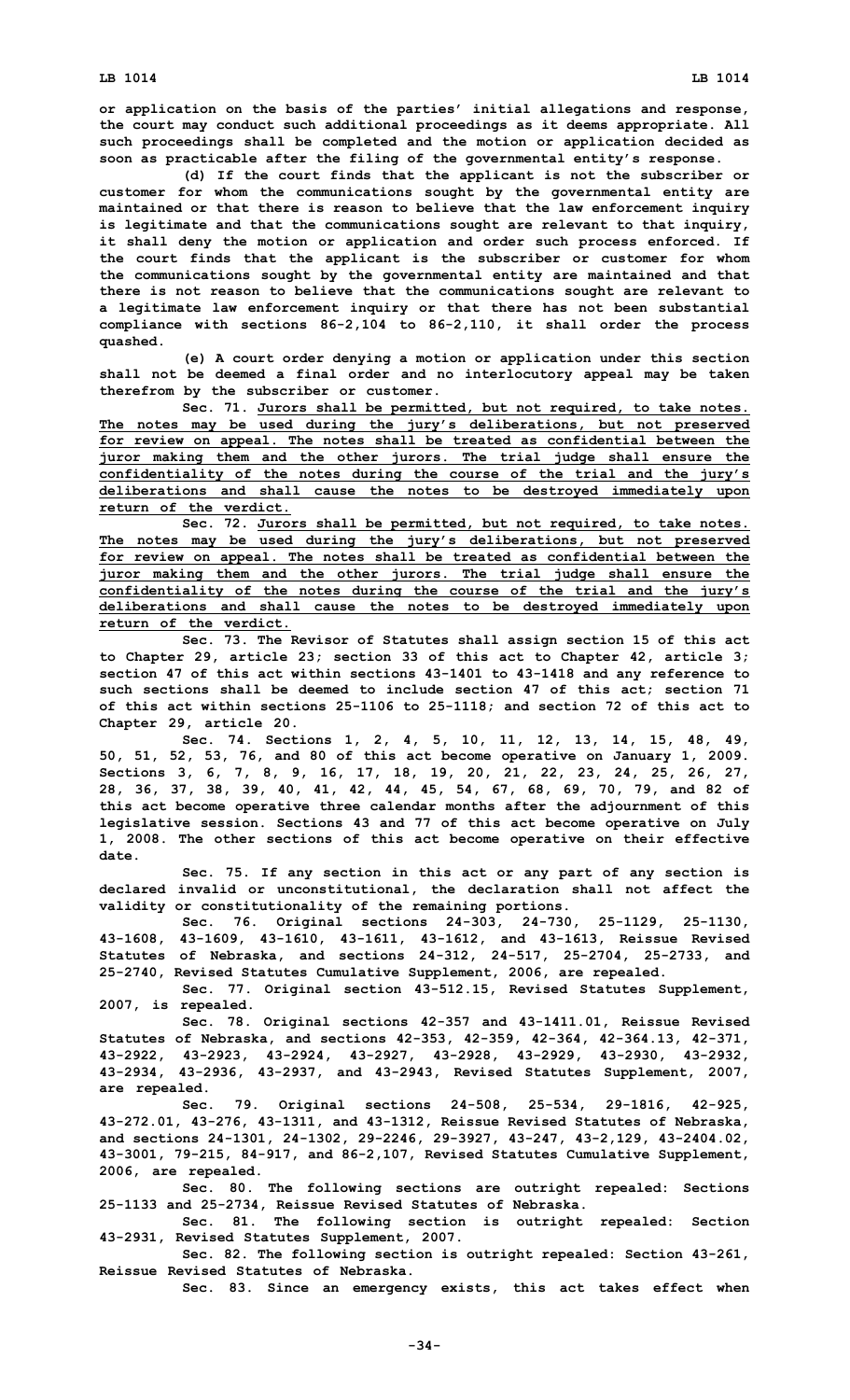**or application on the basis of the parties' initial allegations and response, the court may conduct such additional proceedings as it deems appropriate. All such proceedings shall be completed and the motion or application decided as soon as practicable after the filing of the governmental entity's response.**

**(d) If the court finds that the applicant is not the subscriber or customer for whom the communications sought by the governmental entity are maintained or that there is reason to believe that the law enforcement inquiry is legitimate and that the communications sought are relevant to that inquiry, it shall deny the motion or application and order such process enforced. If the court finds that the applicant is the subscriber or customer for whom the communications sought by the governmental entity are maintained and that there is not reason to believe that the communications sought are relevant to a legitimate law enforcement inquiry or that there has not been substantial compliance with sections 86-2,104 to 86-2,110, it shall order the process quashed.**

**(e) A court order denying a motion or application under this section shall not be deemed a final order and no interlocutory appeal may be taken therefrom by the subscriber or customer.**

**Sec. 71. Jurors shall be permitted, but not required, to take notes. The notes may be used during the jury's deliberations, but not preserved for review on appeal. The notes shall be treated as confidential between the juror making them and the other jurors. The trial judge shall ensure the confidentiality of the notes during the course of the trial and the jury's deliberations and shall cause the notes to be destroyed immediately upon return of the verdict.**

**Sec. 72. Jurors shall be permitted, but not required, to take notes. The notes may be used during the jury's deliberations, but not preserved for review on appeal. The notes shall be treated as confidential between the juror making them and the other jurors. The trial judge shall ensure the confidentiality of the notes during the course of the trial and the jury's deliberations and shall cause the notes to be destroyed immediately upon return of the verdict.**

**Sec. 73. The Revisor of Statutes shall assign section 15 of this act to Chapter 29, article 23; section 33 of this act to Chapter 42, article 3; section 47 of this act within sections 43-1401 to 43-1418 and any reference to such sections shall be deemed to include section 47 of this act; section 71 of this act within sections 25-1106 to 25-1118; and section 72 of this act to Chapter 29, article 20.**

**Sec. 74. Sections 1, 2, 4, 5, 10, 11, 12, 13, 14, 15, 48, 49, 50, 51, 52, 53, 76, and 80 of this act become operative on January 1, 2009. Sections 3, 6, 7, 8, 9, 16, 17, 18, 19, 20, 21, 22, 23, 24, 25, 26, 27, 28, 36, 37, 38, 39, 40, 41, 42, 44, 45, 54, 67, 68, 69, 70, 79, and 82 of this act become operative three calendar months after the adjournment of this legislative session. Sections 43 and 77 of this act become operative on July 1, 2008. The other sections of this act become operative on their effective date.**

**Sec. 75. If any section in this act or any part of any section is declared invalid or unconstitutional, the declaration shall not affect the validity or constitutionality of the remaining portions.**

**Sec. 76. Original sections 24-303, 24-730, 25-1129, 25-1130, 43-1608, 43-1609, 43-1610, 43-1611, 43-1612, and 43-1613, Reissue Revised Statutes of Nebraska, and sections 24-312, 24-517, 25-2704, 25-2733, and 25-2740, Revised Statutes Cumulative Supplement, 2006, are repealed.**

**Sec. 77. Original section 43-512.15, Revised Statutes Supplement, 2007, is repealed.**

**Sec. 78. Original sections 42-357 and 43-1411.01, Reissue Revised Statutes of Nebraska, and sections 42-353, 42-359, 42-364, 42-364.13, 42-371, 43-2922, 43-2923, 43-2924, 43-2927, 43-2928, 43-2929, 43-2930, 43-2932, 43-2934, 43-2936, 43-2937, and 43-2943, Revised Statutes Supplement, 2007, are repealed.**

**Sec. 79. Original sections 24-508, 25-534, 29-1816, 42-925, 43-272.01, 43-276, 43-1311, and 43-1312, Reissue Revised Statutes of Nebraska, and sections 24-1301, 24-1302, 29-2246, 29-3927, 43-247, 43-2,129, 43-2404.02, 43-3001, 79-215, 84-917, and 86-2,107, Revised Statutes Cumulative Supplement, 2006, are repealed.**

**Sec. 80. The following sections are outright repealed: Sections 25-1133 and 25-2734, Reissue Revised Statutes of Nebraska.**

**Sec. 81. The following section is outright repealed: Section 43-2931, Revised Statutes Supplement, 2007.**

**Sec. 82. The following section is outright repealed: Section 43-261, Reissue Revised Statutes of Nebraska.**

**Sec. 83. Since an emergency exists, this act takes effect when**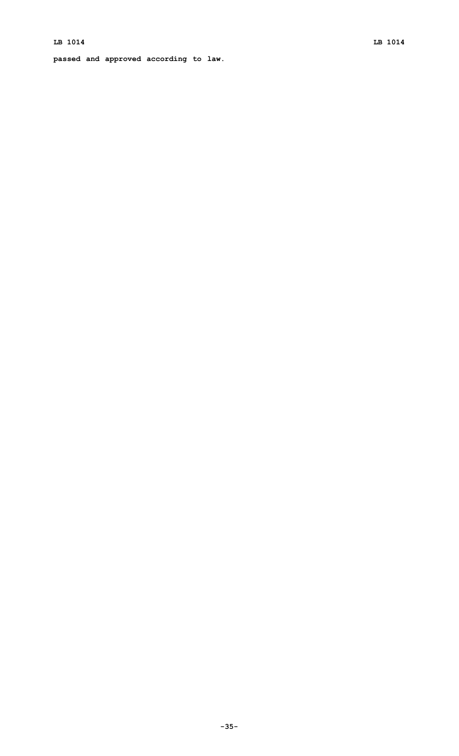passed and approved according to law.